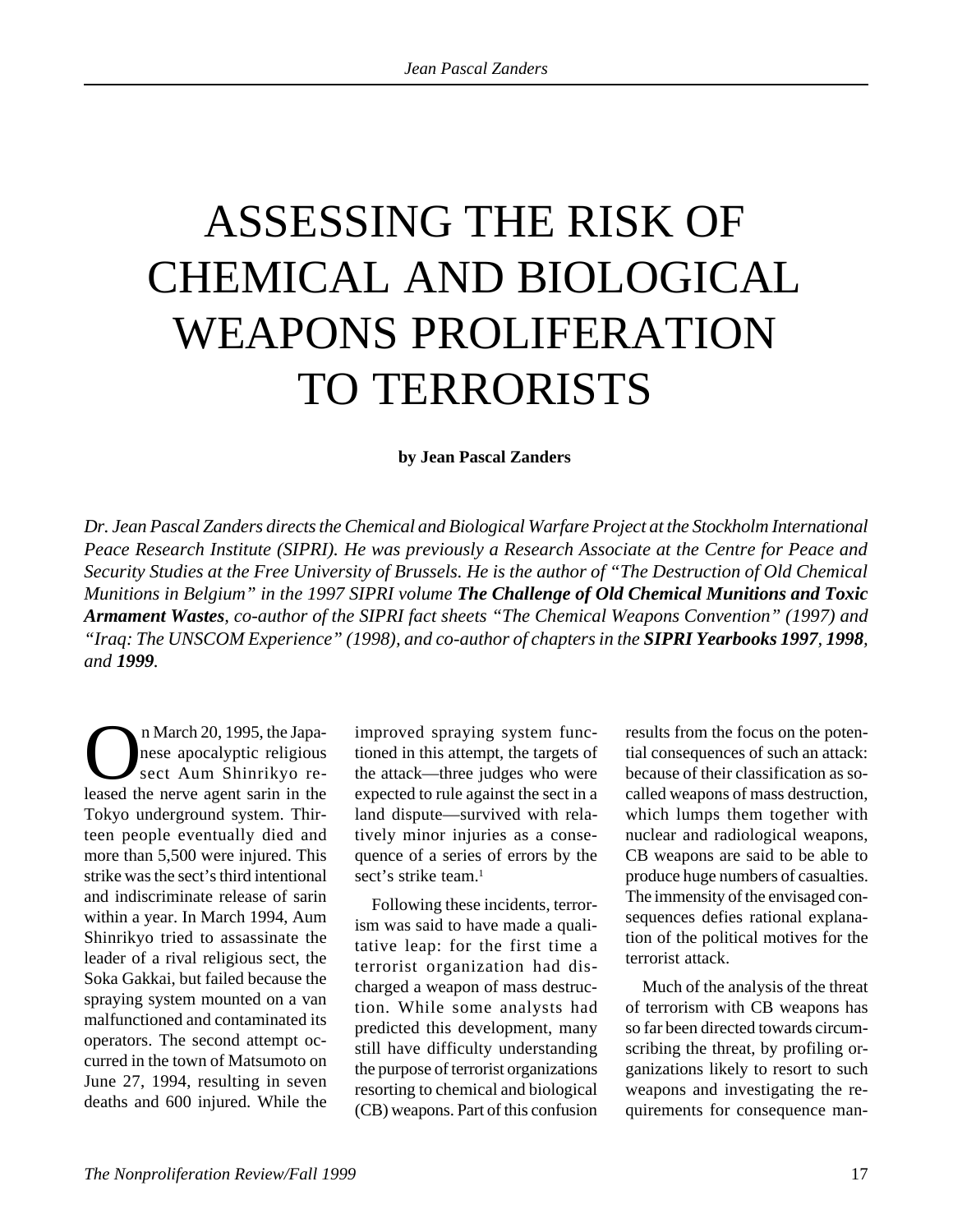# ASSESSING THE RISK OF CHEMICAL AND BIOLOGICAL WEAPONS PROLIFERATION TO TERRORISTS

**by Jean Pascal Zanders**

*Dr. Jean Pascal Zanders directs the Chemical and Biological Warfare Project at the Stockholm International Peace Research Institute (SIPRI). He was previously a Research Associate at the Centre for Peace and Security Studies at the Free University of Brussels. He is the author of "The Destruction of Old Chemical Munitions in Belgium" in the 1997 SIPRI volume* ***The Challenge of Old Chemical Munitions and Toxic Armament Wastes****, co-author of the SIPRI fact sheets "The Chemical Weapons Convention" (1997) and "Iraq: The UNSCOM Experience" (1998), and co-author of chapters in the* ***SIPRI Yearbooks 1997****,* ***1998****, and* ***1999****.*

On March 20, 1995, the Japanese apocalyptic religious sect Aum Shinrikyo released the nerve agent sarin in the Tokyo underground system. Thirteen people eventually died and more than 5,500 were injured. This strike was the sect's third intentional and indiscriminate release of sarin within a year. In March 1994, Aum Shinrikyo tried to assassinate the leader of a rival religious sect, the Soka Gakkai, but failed because the spraying system mounted on a van malfunctioned and contaminated its operators. The second attempt occurred in the town of Matsumoto on June 27, 1994, resulting in seven deaths and 600 injured. While the improved spraying system functioned in this attempt, the targets of the attack—three judges who were expected to rule against the sect in a land dispute—survived with relatively minor injuries as a consequence of a series of errors by the sect's strike team.[1]

Following these incidents, terrorism was said to have made a qualitative leap: for the first time a terrorist organization had discharged a weapon of mass destruction. While some analysts had predicted this development, many still have difficulty understanding the purpose of terrorist organizations resorting to chemical and biological (CB) weapons. Part of this confusion results from the focus on the potential consequences of such an attack: because of their classification as so-called weapons of mass destruction, which lumps them together with nuclear and radiological weapons, CB weapons are said to be able to produce huge numbers of casualties. The immensity of the envisaged consequences defies rational explanation of the political motives for the terrorist attack.

Much of the analysis of the threat of terrorism with CB weapons has so far been directed towards circumscribing the threat, by profiling organizations likely to resort to such weapons and investigating the requirements for consequence man-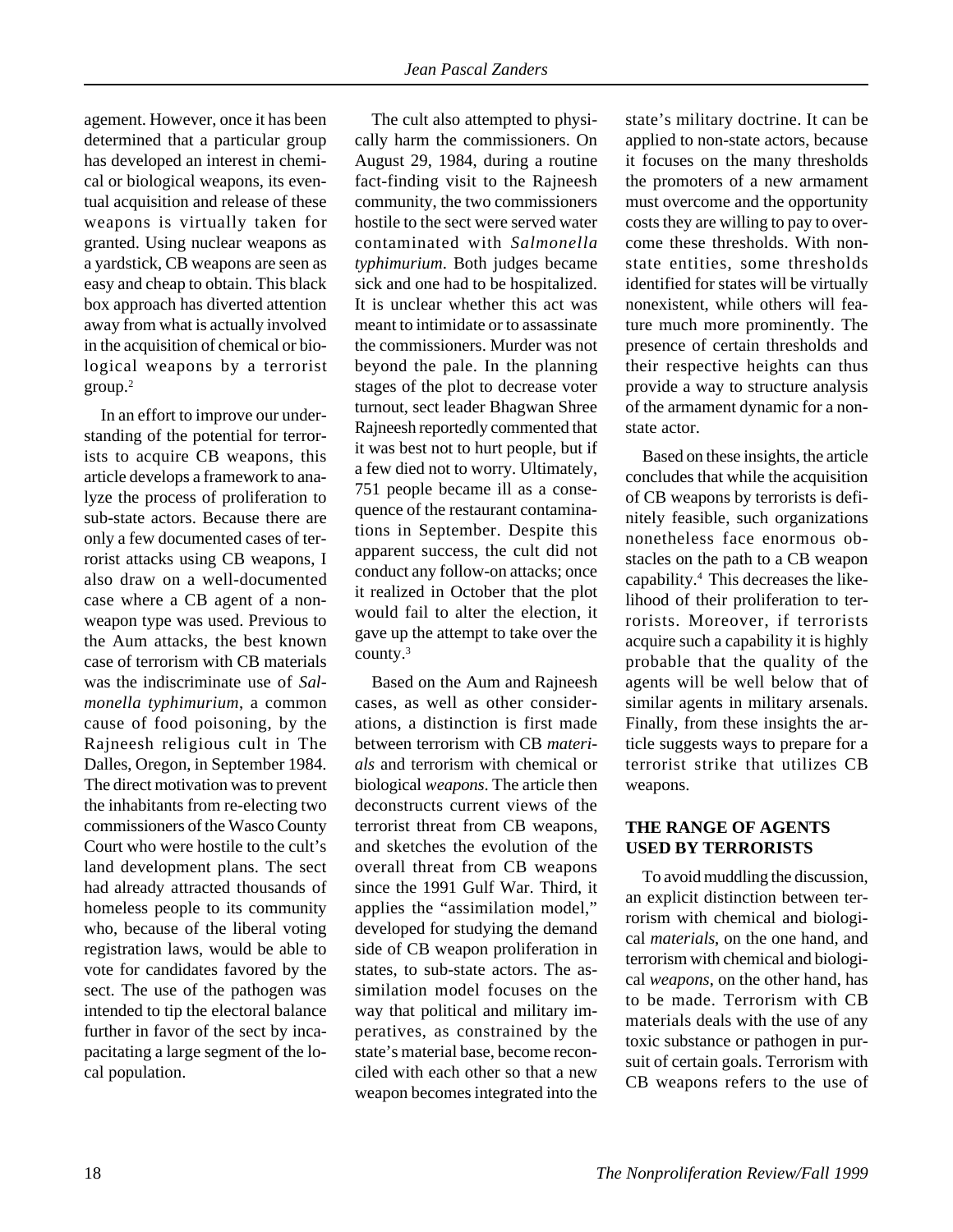agement. However, once it has been determined that a particular group has developed an interest in chemical or biological weapons, its eventual acquisition and release of these weapons is virtually taken for granted. Using nuclear weapons as a yardstick, CB weapons are seen as easy and cheap to obtain. This black box approach has diverted attention away from what is actually involved in the acquisition of chemical or biological weapons by a terrorist group.[2]

In an effort to improve our understanding of the potential for terrorists to acquire CB weapons, this article develops a framework to analyze the process of proliferation to sub-state actors. Because there are only a few documented cases of terrorist attacks using CB weapons, I also draw on a well-documented case where a CB agent of a non-weapon type was used. Previous to the Aum attacks, the best known case of terrorism with CB materials was the indiscriminate use of *Salmonella typhimurium*, a common cause of food poisoning, by the Rajneesh religious cult in The Dalles, Oregon, in September 1984. The direct motivation was to prevent the inhabitants from re-electing two commissioners of the Wasco County Court who were hostile to the cult's land development plans. The sect had already attracted thousands of homeless people to its community who, because of the liberal voting registration laws, would be able to vote for candidates favored by the sect. The use of the pathogen was intended to tip the electoral balance further in favor of the sect by incapacitating a large segment of the local population.

The cult also attempted to physically harm the commissioners. On August 29, 1984, during a routine fact-finding visit to the Rajneesh community, the two commissioners hostile to the sect were served water contaminated with *Salmonella typhimurium*. Both judges became sick and one had to be hospitalized. It is unclear whether this act was meant to intimidate or to assassinate the commissioners. Murder was not beyond the pale. In the planning stages of the plot to decrease voter turnout, sect leader Bhagwan Shree Rajneesh reportedly commented that it was best not to hurt people, but if a few died not to worry. Ultimately, 751 people became ill as a consequence of the restaurant contaminations in September. Despite this apparent success, the cult did not conduct any follow-on attacks; once it realized in October that the plot would fail to alter the election, it gave up the attempt to take over the county.[3]

Based on the Aum and Rajneesh cases, as well as other considerations, a distinction is first made between terrorism with CB *materials* and terrorism with chemical or biological *weapons*. The article then deconstructs current views of the terrorist threat from CB weapons, and sketches the evolution of the overall threat from CB weapons since the 1991 Gulf War. Third, it applies the "assimilation model," developed for studying the demand side of CB weapon proliferation in states, to sub-state actors. The assimilation model focuses on the way that political and military imperatives, as constrained by the state's material base, become reconciled with each other so that a new weapon becomes integrated into the state's military doctrine. It can be applied to non-state actors, because it focuses on the many thresholds the promoters of a new armament must overcome and the opportunity costs they are willing to pay to overcome these thresholds. With non-state entities, some thresholds identified for states will be virtually nonexistent, while others will feature much more prominently. The presence of certain thresholds and their respective heights can thus provide a way to structure analysis of the armament dynamic for a non-state actor.

Based on these insights, the article concludes that while the acquisition of CB weapons by terrorists is definitely feasible, such organizations nonetheless face enormous obstacles on the path to a CB weapon capability.[4] This decreases the likelihood of their proliferation to terrorists. Moreover, if terrorists acquire such a capability it is highly probable that the quality of the agents will be well below that of similar agents in military arsenals. Finally, from these insights the article suggests ways to prepare for a terrorist strike that utilizes CB weapons.

## THE RANGE OF AGENTS USED BY TERRORISTS

To avoid muddling the discussion, an explicit distinction between terrorism with chemical and biological *materials*, on the one hand, and terrorism with chemical and biological *weapons*, on the other hand, has to be made. Terrorism with CB materials deals with the use of any toxic substance or pathogen in pursuit of certain goals. Terrorism with CB weapons refers to the use of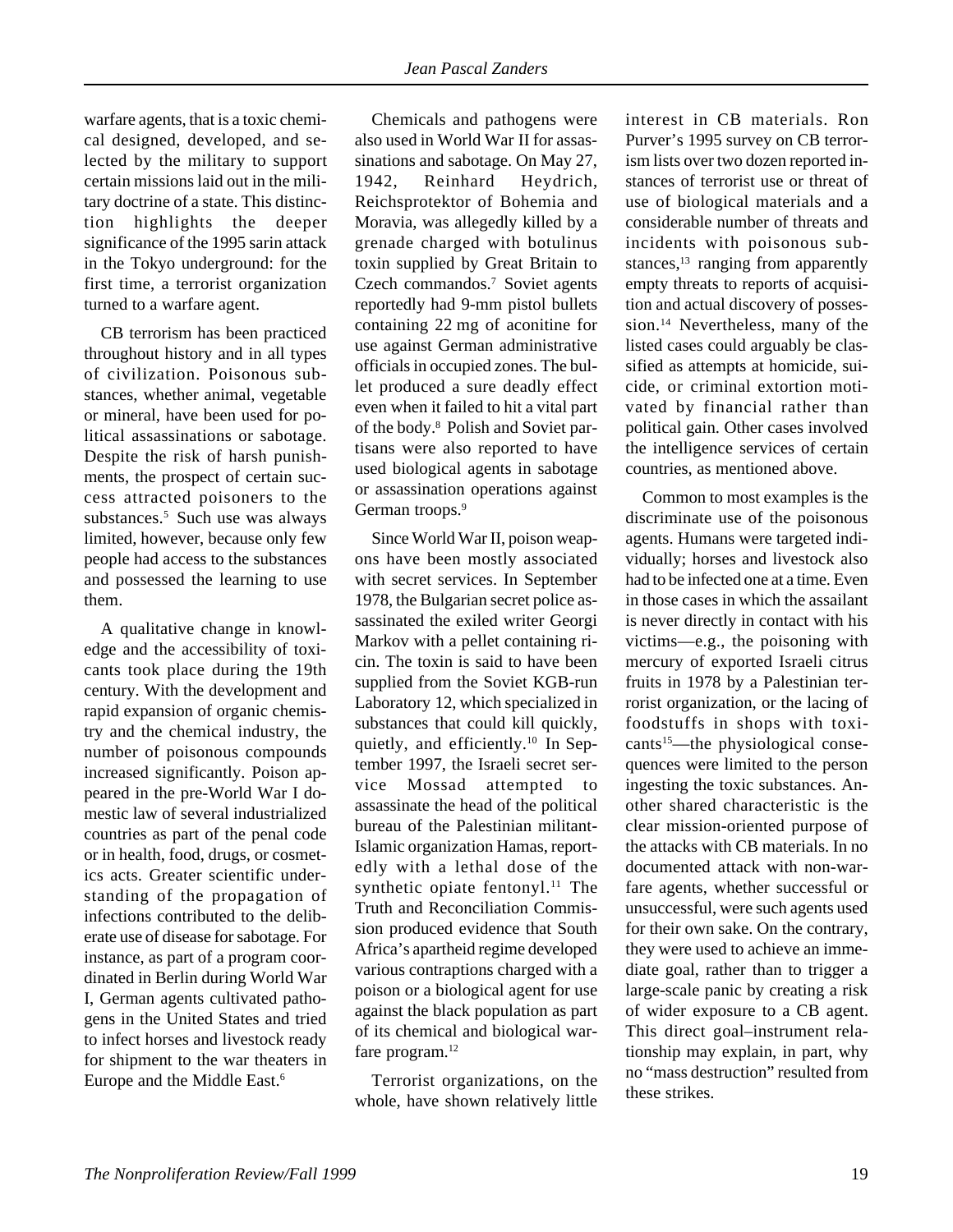warfare agents, that is a toxic chemical designed, developed, and selected by the military to support certain missions laid out in the military doctrine of a state. This distinction highlights the deeper significance of the 1995 sarin attack in the Tokyo underground: for the first time, a terrorist organization turned to a warfare agent.

CB terrorism has been practiced throughout history and in all types of civilization. Poisonous substances, whether animal, vegetable or mineral, have been used for political assassinations or sabotage. Despite the risk of harsh punishments, the prospect of certain success attracted poisoners to the substances.[5] Such use was always limited, however, because only few people had access to the substances and possessed the learning to use them.

A qualitative change in knowledge and the accessibility of toxicants took place during the 19th century. With the development and rapid expansion of organic chemistry and the chemical industry, the number of poisonous compounds increased significantly. Poison appeared in the pre-World War I domestic law of several industrialized countries as part of the penal code or in health, food, drugs, or cosmetics acts. Greater scientific understanding of the propagation of infections contributed to the deliberate use of disease for sabotage. For instance, as part of a program coordinated in Berlin during World War I, German agents cultivated pathogens in the United States and tried to infect horses and livestock ready for shipment to the war theaters in Europe and the Middle East.[6]

Chemicals and pathogens were also used in World War II for assassinations and sabotage. On May 27, 1942, Reinhard Heydrich, Reichsprotektor of Bohemia and Moravia, was allegedly killed by a grenade charged with botulinus toxin supplied by Great Britain to Czech commandos.[7] Soviet agents reportedly had 9-mm pistol bullets containing 22 mg of aconitine for use against German administrative officials in occupied zones. The bullet produced a sure deadly effect even when it failed to hit a vital part of the body.[8] Polish and Soviet partisans were also reported to have used biological agents in sabotage or assassination operations against German troops.[9]

Since World War II, poison weapons have been mostly associated with secret services. In September 1978, the Bulgarian secret police assassinated the exiled writer Georgi Markov with a pellet containing ricin. The toxin is said to have been supplied from the Soviet KGB-run Laboratory 12, which specialized in substances that could kill quickly, quietly, and efficiently.[10] In September 1997, the Israeli secret service Mossad attempted to assassinate the head of the political bureau of the Palestinian militant-Islamic organization Hamas, reportedly with a lethal dose of the synthetic opiate fentonyl.[11] The Truth and Reconciliation Commission produced evidence that South Africa's apartheid regime developed various contraptions charged with a poison or a biological agent for use against the black population as part of its chemical and biological warfare program.[12]

Terrorist organizations, on the whole, have shown relatively little interest in CB materials. Ron Purver's 1995 survey on CB terrorism lists over two dozen reported instances of terrorist use or threat of use of biological materials and a considerable number of threats and incidents with poisonous substances,[13] ranging from apparently empty threats to reports of acquisition and actual discovery of possession.[14] Nevertheless, many of the listed cases could arguably be classified as attempts at homicide, suicide, or criminal extortion motivated by financial rather than political gain. Other cases involved the intelligence services of certain countries, as mentioned above.

Common to most examples is the discriminate use of the poisonous agents. Humans were targeted individually; horses and livestock also had to be infected one at a time. Even in those cases in which the assailant is never directly in contact with his victims—e.g., the poisoning with mercury of exported Israeli citrus fruits in 1978 by a Palestinian terrorist organization, or the lacing of foodstuffs in shops with toxicants[15]—the physiological consequences were limited to the person ingesting the toxic substances. Another shared characteristic is the clear mission-oriented purpose of the attacks with CB materials. In no documented attack with non-warfare agents, whether successful or unsuccessful, were such agents used for their own sake. On the contrary, they were used to achieve an immediate goal, rather than to trigger a large-scale panic by creating a risk of wider exposure to a CB agent. This direct goal–instrument relationship may explain, in part, why no "mass destruction" resulted from these strikes.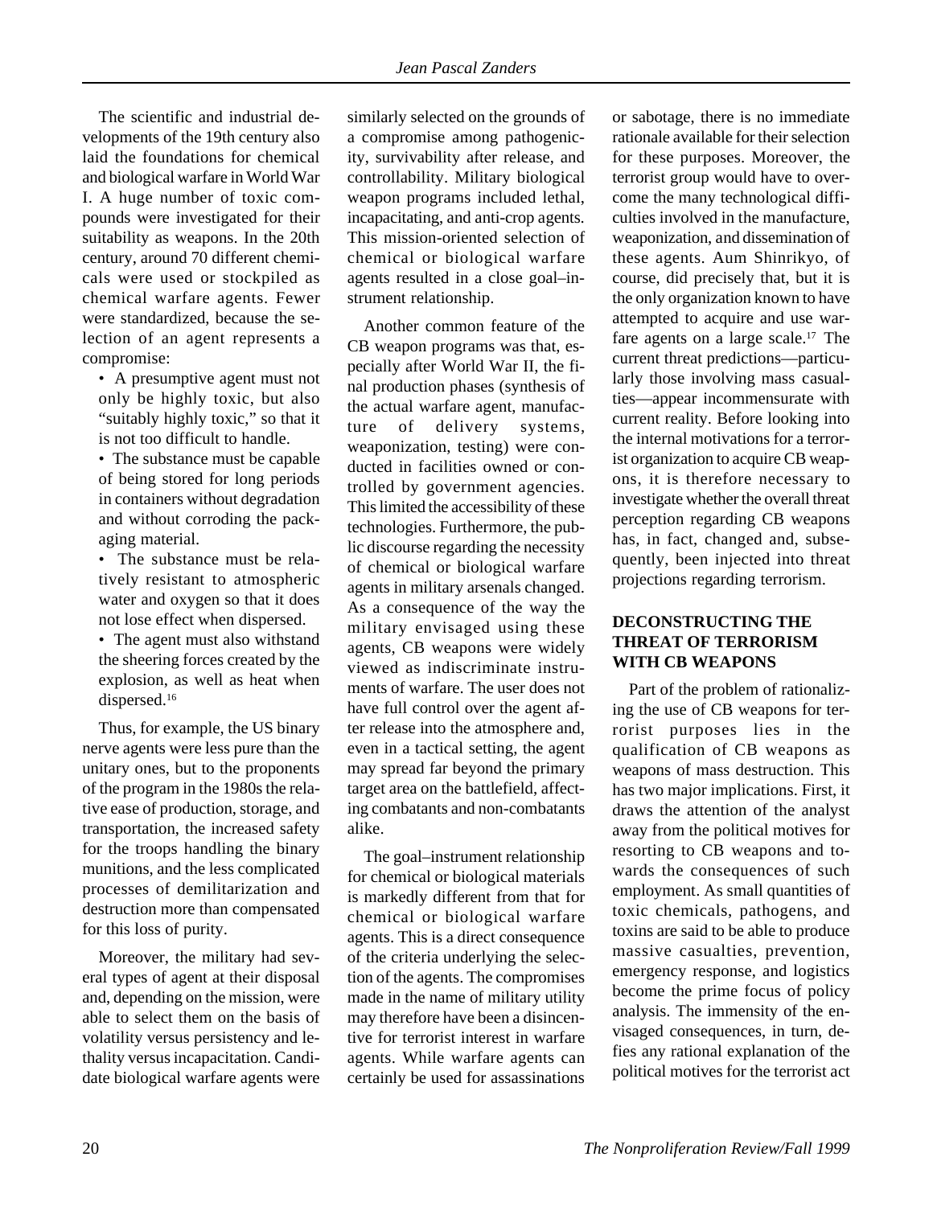The scientific and industrial developments of the 19th century also laid the foundations for chemical and biological warfare in World War I. A huge number of toxic compounds were investigated for their suitability as weapons. In the 20th century, around 70 different chemicals were used or stockpiled as chemical warfare agents. Fewer were standardized, because the selection of an agent represents a compromise:

- A presumptive agent must not only be highly toxic, but also "suitably highly toxic," so that it is not too difficult to handle.
- The substance must be capable of being stored for long periods in containers without degradation and without corroding the packaging material.
- The substance must be relatively resistant to atmospheric water and oxygen so that it does not lose effect when dispersed.
- The agent must also withstand the sheering forces created by the explosion, as well as heat when dispersed.[16]

Thus, for example, the US binary nerve agents were less pure than the unitary ones, but to the proponents of the program in the 1980s the relative ease of production, storage, and transportation, the increased safety for the troops handling the binary munitions, and the less complicated processes of demilitarization and destruction more than compensated for this loss of purity.

Moreover, the military had several types of agent at their disposal and, depending on the mission, were able to select them on the basis of volatility versus persistency and lethality versus incapacitation. Candidate biological warfare agents were similarly selected on the grounds of a compromise among pathogenicity, survivability after release, and controllability. Military biological weapon programs included lethal, incapacitating, and anti-crop agents. This mission-oriented selection of chemical or biological warfare agents resulted in a close goal–instrument relationship.

Another common feature of the CB weapon programs was that, especially after World War II, the final production phases (synthesis of the actual warfare agent, manufacture of delivery systems, weaponization, testing) were conducted in facilities owned or controlled by government agencies. This limited the accessibility of these technologies. Furthermore, the public discourse regarding the necessity of chemical or biological warfare agents in military arsenals changed. As a consequence of the way the military envisaged using these agents, CB weapons were widely viewed as indiscriminate instruments of warfare. The user does not have full control over the agent after release into the atmosphere and, even in a tactical setting, the agent may spread far beyond the primary target area on the battlefield, affecting combatants and non-combatants alike.

The goal–instrument relationship for chemical or biological materials is markedly different from that for chemical or biological warfare agents. This is a direct consequence of the criteria underlying the selection of the agents. The compromises made in the name of military utility may therefore have been a disincentive for terrorist interest in warfare agents. While warfare agents can certainly be used for assassinations or sabotage, there is no immediate rationale available for their selection for these purposes. Moreover, the terrorist group would have to overcome the many technological difficulties involved in the manufacture, weaponization, and dissemination of these agents. Aum Shinrikyo, of course, did precisely that, but it is the only organization known to have attempted to acquire and use warfare agents on a large scale.[17] The current threat predictions—particularly those involving mass casualties—appear incommensurate with current reality. Before looking into the internal motivations for a terrorist organization to acquire CB weapons, it is therefore necessary to investigate whether the overall threat perception regarding CB weapons has, in fact, changed and, subsequently, been injected into threat projections regarding terrorism.

## DECONSTRUCTING THE THREAT OF TERRORISM WITH CB WEAPONS

Part of the problem of rationalizing the use of CB weapons for terrorist purposes lies in the qualification of CB weapons as weapons of mass destruction. This has two major implications. First, it draws the attention of the analyst away from the political motives for resorting to CB weapons and towards the consequences of such employment. As small quantities of toxic chemicals, pathogens, and toxins are said to be able to produce massive casualties, prevention, emergency response, and logistics become the prime focus of policy analysis. The immensity of the envisaged consequences, in turn, defies any rational explanation of the political motives for the terrorist act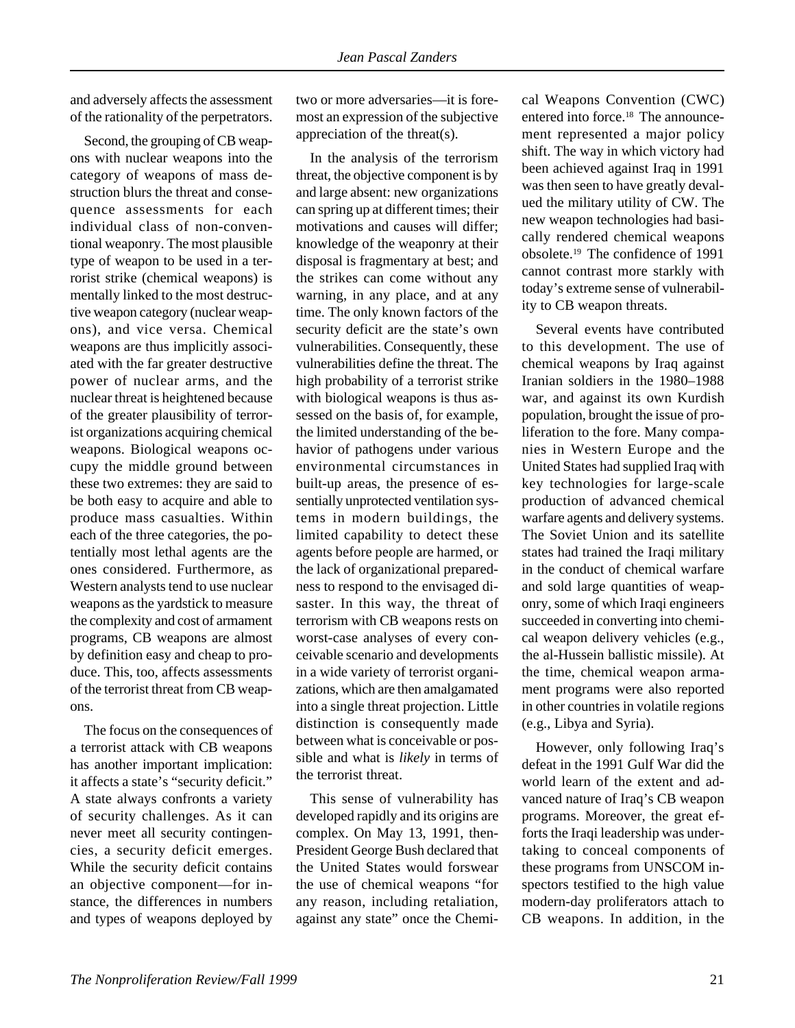and adversely affects the assessment of the rationality of the perpetrators.

Second, the grouping of CB weapons with nuclear weapons into the category of weapons of mass destruction blurs the threat and consequence assessments for each individual class of non-conventional weaponry. The most plausible type of weapon to be used in a terrorist strike (chemical weapons) is mentally linked to the most destructive weapon category (nuclear weapons), and vice versa. Chemical weapons are thus implicitly associated with the far greater destructive power of nuclear arms, and the nuclear threat is heightened because of the greater plausibility of terrorist organizations acquiring chemical weapons. Biological weapons occupy the middle ground between these two extremes: they are said to be both easy to acquire and able to produce mass casualties. Within each of the three categories, the potentially most lethal agents are the ones considered. Furthermore, as Western analysts tend to use nuclear weapons as the yardstick to measure the complexity and cost of armament programs, CB weapons are almost by definition easy and cheap to produce. This, too, affects assessments of the terrorist threat from CB weapons.

The focus on the consequences of a terrorist attack with CB weapons has another important implication: it affects a state's "security deficit." A state always confronts a variety of security challenges. As it can never meet all security contingencies, a security deficit emerges. While the security deficit contains an objective component—for instance, the differences in numbers and types of weapons deployed by two or more adversaries—it is foremost an expression of the subjective appreciation of the threat(s).

In the analysis of the terrorism threat, the objective component is by and large absent: new organizations can spring up at different times; their motivations and causes will differ; knowledge of the weaponry at their disposal is fragmentary at best; and the strikes can come without any warning, in any place, and at any time. The only known factors of the security deficit are the state's own vulnerabilities. Consequently, these vulnerabilities define the threat. The high probability of a terrorist strike with biological weapons is thus assessed on the basis of, for example, the limited understanding of the behavior of pathogens under various environmental circumstances in built-up areas, the presence of essentially unprotected ventilation systems in modern buildings, the limited capability to detect these agents before people are harmed, or the lack of organizational preparedness to respond to the envisaged disaster. In this way, the threat of terrorism with CB weapons rests on worst-case analyses of every conceivable scenario and developments in a wide variety of terrorist organizations, which are then amalgamated into a single threat projection. Little distinction is consequently made between what is conceivable or possible and what is *likely* in terms of the terrorist threat.

This sense of vulnerability has developed rapidly and its origins are complex. On May 13, 1991, then-President George Bush declared that the United States would forswear the use of chemical weapons "for any reason, including retaliation, against any state" once the Chemical Weapons Convention (CWC) entered into force.[18] The announcement represented a major policy shift. The way in which victory had been achieved against Iraq in 1991 was then seen to have greatly devalued the military utility of CW. The new weapon technologies had basically rendered chemical weapons obsolete.[19] The confidence of 1991 cannot contrast more starkly with today's extreme sense of vulnerability to CB weapon threats.

Several events have contributed to this development. The use of chemical weapons by Iraq against Iranian soldiers in the 1980–1988 war, and against its own Kurdish population, brought the issue of proliferation to the fore. Many companies in Western Europe and the United States had supplied Iraq with key technologies for large-scale production of advanced chemical warfare agents and delivery systems. The Soviet Union and its satellite states had trained the Iraqi military in the conduct of chemical warfare and sold large quantities of weaponry, some of which Iraqi engineers succeeded in converting into chemical weapon delivery vehicles (e.g., the al-Hussein ballistic missile). At the time, chemical weapon armament programs were also reported in other countries in volatile regions (e.g., Libya and Syria).

However, only following Iraq's defeat in the 1991 Gulf War did the world learn of the extent and advanced nature of Iraq's CB weapon programs. Moreover, the great efforts the Iraqi leadership was undertaking to conceal components of these programs from UNSCOM inspectors testified to the high value modern-day proliferators attach to CB weapons. In addition, in the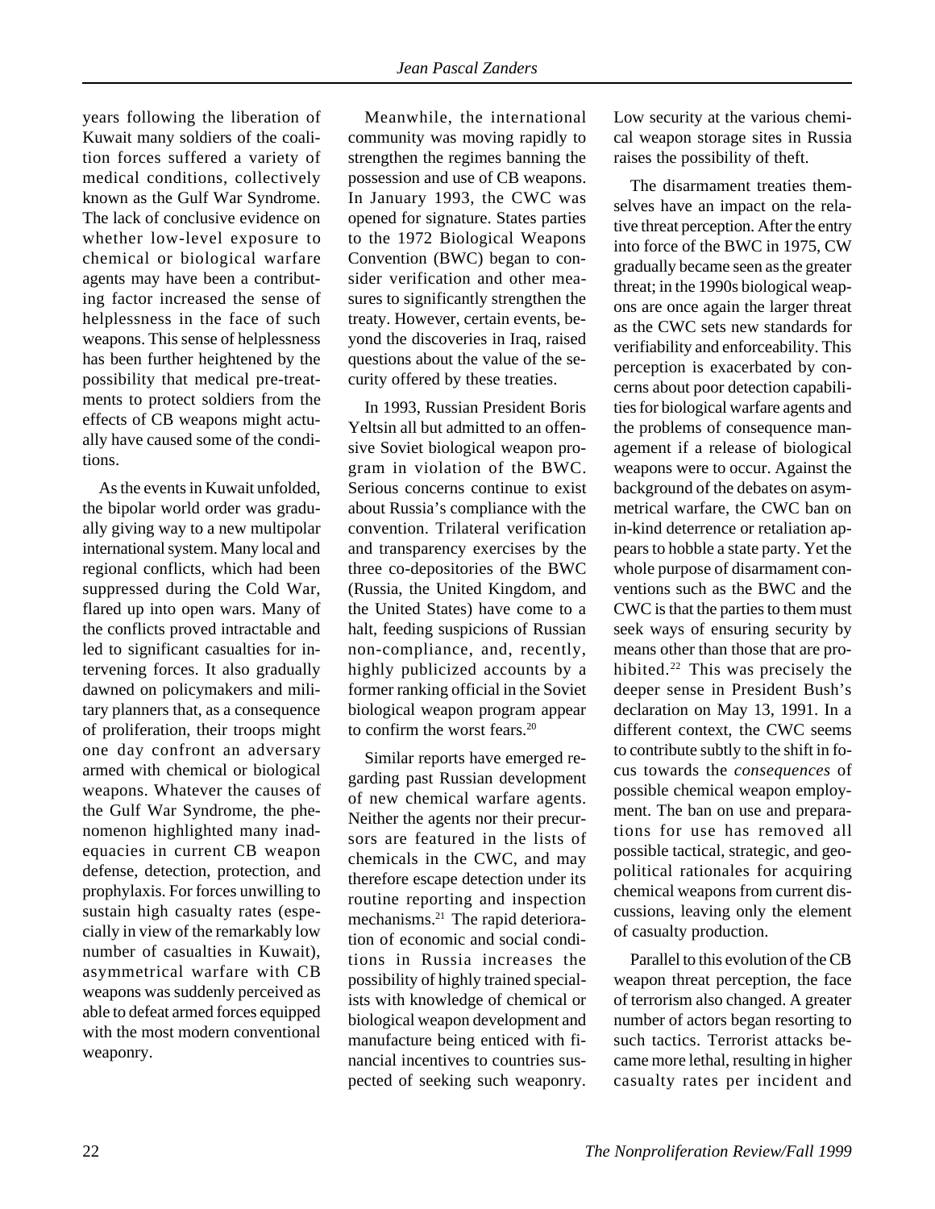years following the liberation of Kuwait many soldiers of the coalition forces suffered a variety of medical conditions, collectively known as the Gulf War Syndrome. The lack of conclusive evidence on whether low-level exposure to chemical or biological warfare agents may have been a contributing factor increased the sense of helplessness in the face of such weapons. This sense of helplessness has been further heightened by the possibility that medical pre-treatments to protect soldiers from the effects of CB weapons might actually have caused some of the conditions.

As the events in Kuwait unfolded, the bipolar world order was gradually giving way to a new multipolar international system. Many local and regional conflicts, which had been suppressed during the Cold War, flared up into open wars. Many of the conflicts proved intractable and led to significant casualties for intervening forces. It also gradually dawned on policymakers and military planners that, as a consequence of proliferation, their troops might one day confront an adversary armed with chemical or biological weapons. Whatever the causes of the Gulf War Syndrome, the phenomenon highlighted many inadequacies in current CB weapon defense, detection, protection, and prophylaxis. For forces unwilling to sustain high casualty rates (especially in view of the remarkably low number of casualties in Kuwait), asymmetrical warfare with CB weapons was suddenly perceived as able to defeat armed forces equipped with the most modern conventional weaponry.

Meanwhile, the international community was moving rapidly to strengthen the regimes banning the possession and use of CB weapons. In January 1993, the CWC was opened for signature. States parties to the 1972 Biological Weapons Convention (BWC) began to consider verification and other measures to significantly strengthen the treaty. However, certain events, beyond the discoveries in Iraq, raised questions about the value of the security offered by these treaties.

In 1993, Russian President Boris Yeltsin all but admitted to an offensive Soviet biological weapon program in violation of the BWC. Serious concerns continue to exist about Russia's compliance with the convention. Trilateral verification and transparency exercises by the three co-depositories of the BWC (Russia, the United Kingdom, and the United States) have come to a halt, feeding suspicions of Russian non-compliance, and, recently, highly publicized accounts by a former ranking official in the Soviet biological weapon program appear to confirm the worst fears.[20]

Similar reports have emerged regarding past Russian development of new chemical warfare agents. Neither the agents nor their precursors are featured in the lists of chemicals in the CWC, and may therefore escape detection under its routine reporting and inspection mechanisms.[21] The rapid deterioration of economic and social conditions in Russia increases the possibility of highly trained specialists with knowledge of chemical or biological weapon development and manufacture being enticed with financial incentives to countries suspected of seeking such weaponry. Low security at the various chemical weapon storage sites in Russia raises the possibility of theft.

The disarmament treaties themselves have an impact on the relative threat perception. After the entry into force of the BWC in 1975, CW gradually became seen as the greater threat; in the 1990s biological weapons are once again the larger threat as the CWC sets new standards for verifiability and enforceability. This perception is exacerbated by concerns about poor detection capabilities for biological warfare agents and the problems of consequence management if a release of biological weapons were to occur. Against the background of the debates on asymmetrical warfare, the CWC ban on in-kind deterrence or retaliation appears to hobble a state party. Yet the whole purpose of disarmament conventions such as the BWC and the CWC is that the parties to them must seek ways of ensuring security by means other than those that are prohibited.[22] This was precisely the deeper sense in President Bush's declaration on May 13, 1991. In a different context, the CWC seems to contribute subtly to the shift in focus towards the *consequences* of possible chemical weapon employment. The ban on use and preparations for use has removed all possible tactical, strategic, and geopolitical rationales for acquiring chemical weapons from current discussions, leaving only the element of casualty production.

Parallel to this evolution of the CB weapon threat perception, the face of terrorism also changed. A greater number of actors began resorting to such tactics. Terrorist attacks became more lethal, resulting in higher casualty rates per incident and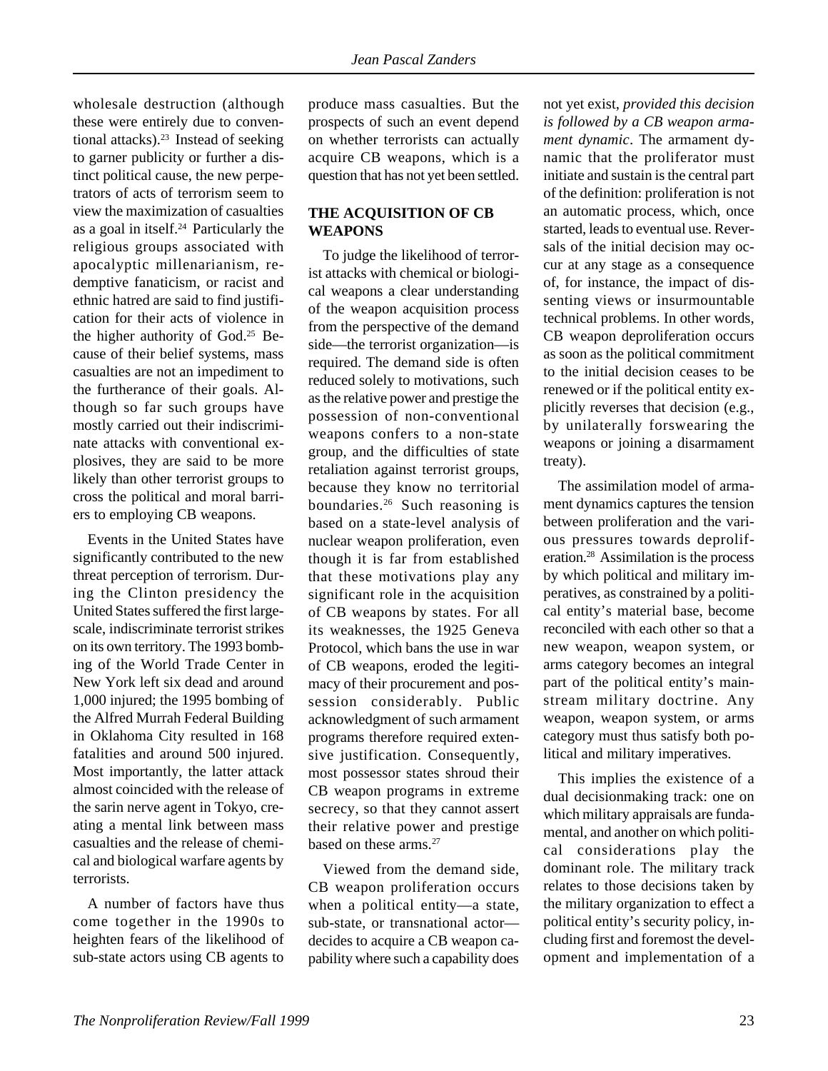wholesale destruction (although these were entirely due to conventional attacks).[23] Instead of seeking to garner publicity or further a distinct political cause, the new perpetrators of acts of terrorism seem to view the maximization of casualties as a goal in itself.[24] Particularly the religious groups associated with apocalyptic millenarianism, redemptive fanaticism, or racist and ethnic hatred are said to find justification for their acts of violence in the higher authority of God.[25] Because of their belief systems, mass casualties are not an impediment to the furtherance of their goals. Although so far such groups have mostly carried out their indiscriminate attacks with conventional explosives, they are said to be more likely than other terrorist groups to cross the political and moral barriers to employing CB weapons.

Events in the United States have significantly contributed to the new threat perception of terrorism. During the Clinton presidency the United States suffered the first large-scale, indiscriminate terrorist strikes on its own territory. The 1993 bombing of the World Trade Center in New York left six dead and around 1,000 injured; the 1995 bombing of the Alfred Murrah Federal Building in Oklahoma City resulted in 168 fatalities and around 500 injured. Most importantly, the latter attack almost coincided with the release of the sarin nerve agent in Tokyo, creating a mental link between mass casualties and the release of chemical and biological warfare agents by terrorists.

A number of factors have thus come together in the 1990s to heighten fears of the likelihood of sub-state actors using CB agents to produce mass casualties. But the prospects of such an event depend on whether terrorists can actually acquire CB weapons, which is a question that has not yet been settled.

## THE ACQUISITION OF CB WEAPONS

To judge the likelihood of terrorist attacks with chemical or biological weapons a clear understanding of the weapon acquisition process from the perspective of the demand side—the terrorist organization—is required. The demand side is often reduced solely to motivations, such as the relative power and prestige the possession of non-conventional weapons confers to a non-state group, and the difficulties of state retaliation against terrorist groups, because they know no territorial boundaries.[26] Such reasoning is based on a state-level analysis of nuclear weapon proliferation, even though it is far from established that these motivations play any significant role in the acquisition of CB weapons by states. For all its weaknesses, the 1925 Geneva Protocol, which bans the use in war of CB weapons, eroded the legitimacy of their procurement and possession considerably. Public acknowledgment of such armament programs therefore required extensive justification. Consequently, most possessor states shroud their CB weapon programs in extreme secrecy, so that they cannot assert their relative power and prestige based on these arms.[27]

Viewed from the demand side, CB weapon proliferation occurs when a political entity—a state, sub-state, or transnational actor—decides to acquire a CB weapon capability where such a capability does not yet exist, *provided this decision is followed by a CB weapon armament dynamic*. The armament dynamic that the proliferator must initiate and sustain is the central part of the definition: proliferation is not an automatic process, which, once started, leads to eventual use. Reversals of the initial decision may occur at any stage as a consequence of, for instance, the impact of dissenting views or insurmountable technical problems. In other words, CB weapon deproliferation occurs as soon as the political commitment to the initial decision ceases to be renewed or if the political entity explicitly reverses that decision (e.g., by unilaterally forswearing the weapons or joining a disarmament treaty).

The assimilation model of armament dynamics captures the tension between proliferation and the various pressures towards deproliferation.[28] Assimilation is the process by which political and military imperatives, as constrained by a political entity's material base, become reconciled with each other so that a new weapon, weapon system, or arms category becomes an integral part of the political entity's mainstream military doctrine. Any weapon, weapon system, or arms category must thus satisfy both political and military imperatives.

This implies the existence of a dual decisionmaking track: one on which military appraisals are fundamental, and another on which political considerations play the dominant role. The military track relates to those decisions taken by the military organization to effect a political entity's security policy, including first and foremost the development and implementation of a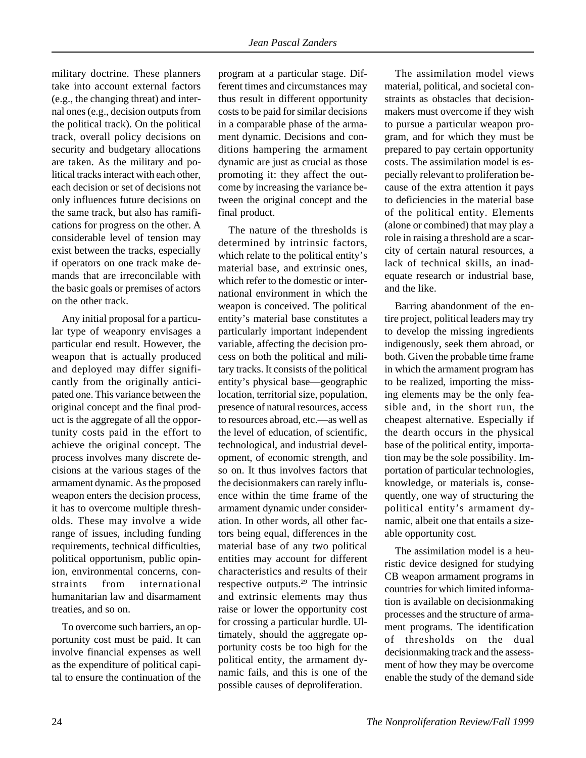military doctrine. These planners take into account external factors (e.g., the changing threat) and internal ones (e.g., decision outputs from the political track). On the political track, overall policy decisions on security and budgetary allocations are taken. As the military and political tracks interact with each other, each decision or set of decisions not only influences future decisions on the same track, but also has ramifications for progress on the other. A considerable level of tension may exist between the tracks, especially if operators on one track make demands that are irreconcilable with the basic goals or premises of actors on the other track.

Any initial proposal for a particular type of weaponry envisages a particular end result. However, the weapon that is actually produced and deployed may differ significantly from the originally anticipated one. This variance between the original concept and the final product is the aggregate of all the opportunity costs paid in the effort to achieve the original concept. The process involves many discrete decisions at the various stages of the armament dynamic. As the proposed weapon enters the decision process, it has to overcome multiple thresholds. These may involve a wide range of issues, including funding requirements, technical difficulties, political opportunism, public opinion, environmental concerns, constraints from international humanitarian law and disarmament treaties, and so on.

To overcome such barriers, an opportunity cost must be paid. It can involve financial expenses as well as the expenditure of political capital to ensure the continuation of the program at a particular stage. Different times and circumstances may thus result in different opportunity costs to be paid for similar decisions in a comparable phase of the armament dynamic. Decisions and conditions hampering the armament dynamic are just as crucial as those promoting it: they affect the outcome by increasing the variance between the original concept and the final product.

The nature of the thresholds is determined by intrinsic factors, which relate to the political entity's material base, and extrinsic ones, which refer to the domestic or international environment in which the weapon is conceived. The political entity's material base constitutes a particularly important independent variable, affecting the decision process on both the political and military tracks. It consists of the political entity's physical base—geographic location, territorial size, population, presence of natural resources, access to resources abroad, etc.—as well as the level of education, of scientific, technological, and industrial development, of economic strength, and so on. It thus involves factors that the decisionmakers can rarely influence within the time frame of the armament dynamic under consideration. In other words, all other factors being equal, differences in the material base of any two political entities may account for different characteristics and results of their respective outputs.[29] The intrinsic and extrinsic elements may thus raise or lower the opportunity cost for crossing a particular hurdle. Ultimately, should the aggregate opportunity costs be too high for the political entity, the armament dynamic fails, and this is one of the possible causes of deproliferation.

The assimilation model views material, political, and societal constraints as obstacles that decisionmakers must overcome if they wish to pursue a particular weapon program, and for which they must be prepared to pay certain opportunity costs. The assimilation model is especially relevant to proliferation because of the extra attention it pays to deficiencies in the material base of the political entity. Elements (alone or combined) that may play a role in raising a threshold are a scarcity of certain natural resources, a lack of technical skills, an inadequate research or industrial base, and the like.

Barring abandonment of the entire project, political leaders may try to develop the missing ingredients indigenously, seek them abroad, or both. Given the probable time frame in which the armament program has to be realized, importing the missing elements may be the only feasible and, in the short run, the cheapest alternative. Especially if the dearth occurs in the physical base of the political entity, importation may be the sole possibility. Importation of particular technologies, knowledge, or materials is, consequently, one way of structuring the political entity's armament dynamic, albeit one that entails a sizeable opportunity cost.

The assimilation model is a heuristic device designed for studying CB weapon armament programs in countries for which limited information is available on decisionmaking processes and the structure of armament programs. The identification of thresholds on the dual decisionmaking track and the assessment of how they may be overcome enable the study of the demand side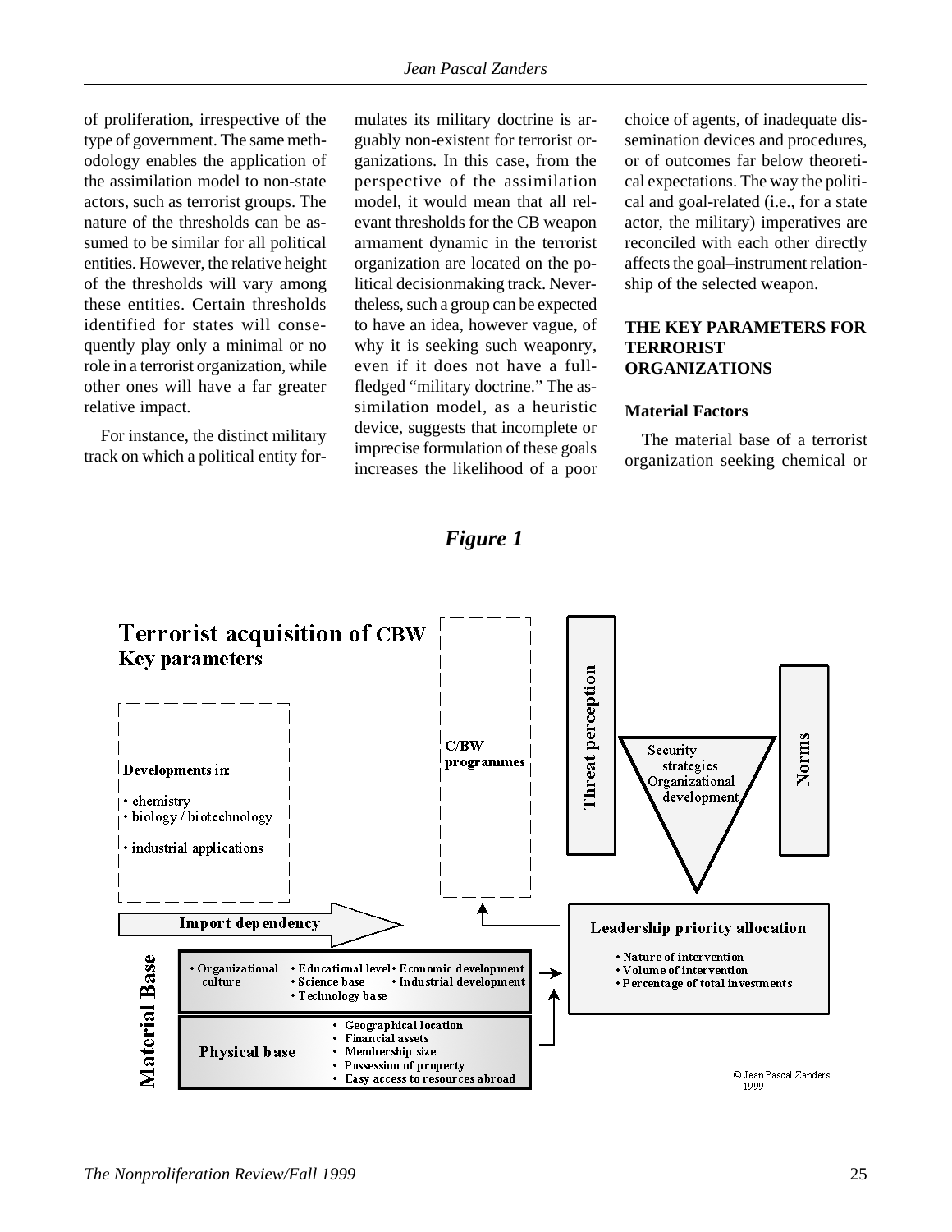of proliferation, irrespective of the type of government. The same methodology enables the application of the assimilation model to non-state actors, such as terrorist groups. The nature of the thresholds can be assumed to be similar for all political entities. However, the relative height of the thresholds will vary among these entities. Certain thresholds identified for states will consequently play only a minimal or no role in a terrorist organization, while other ones will have a far greater relative impact.

For instance, the distinct military track on which a political entity formulates its military doctrine is arguably non-existent for terrorist organizations. In this case, from the perspective of the assimilation model, it would mean that all relevant thresholds for the CB weapon armament dynamic in the terrorist organization are located on the political decisionmaking track. Nevertheless, such a group can be expected to have an idea, however vague, of why it is seeking such weaponry, even if it does not have a full-fledged "military doctrine." The assimilation model, as a heuristic device, suggests that incomplete or imprecise formulation of these goals increases the likelihood of a poor choice of agents, of inadequate dissemination devices and procedures, or of outcomes far below theoretical expectations. The way the political and goal-related (i.e., for a state actor, the military) imperatives are reconciled with each other directly affects the goal–instrument relationship of the selected weapon.

## THE KEY PARAMETERS FOR TERRORIST ORGANIZATIONS

### Material Factors

The material base of a terrorist organization seeking chemical or

***Figure 1***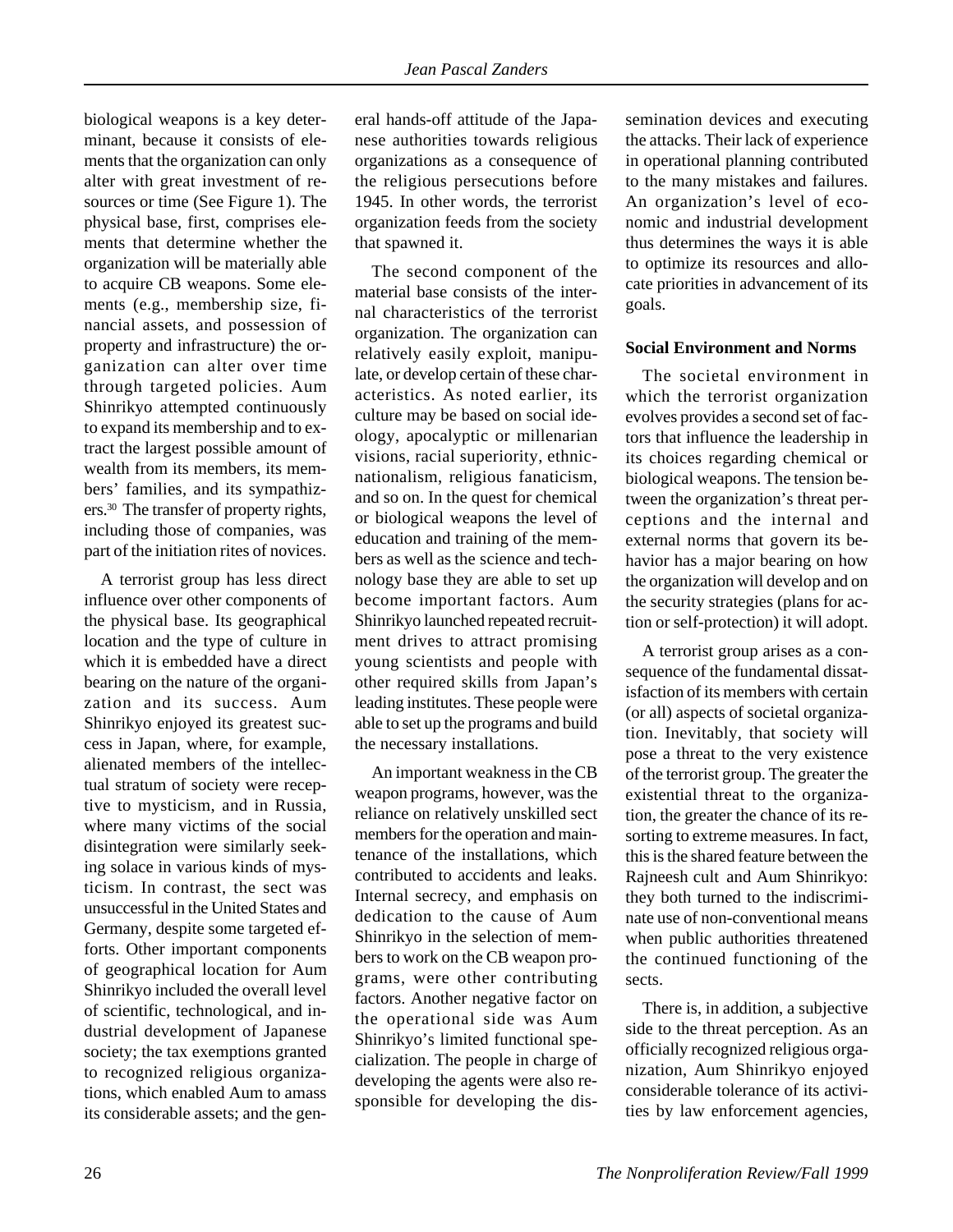biological weapons is a key determinant, because it consists of elements that the organization can only alter with great investment of resources or time (See Figure 1). The physical base, first, comprises elements that determine whether the organization will be materially able to acquire CB weapons. Some elements (e.g., membership size, financial assets, and possession of property and infrastructure) the organization can alter over time through targeted policies. Aum Shinrikyo attempted continuously to expand its membership and to extract the largest possible amount of wealth from its members, its members' families, and its sympathizers.[30] The transfer of property rights, including those of companies, was part of the initiation rites of novices.

A terrorist group has less direct influence over other components of the physical base. Its geographical location and the type of culture in which it is embedded have a direct bearing on the nature of the organization and its success. Aum Shinrikyo enjoyed its greatest success in Japan, where, for example, alienated members of the intellectual stratum of society were receptive to mysticism, and in Russia, where many victims of the social disintegration were similarly seeking solace in various kinds of mysticism. In contrast, the sect was unsuccessful in the United States and Germany, despite some targeted efforts. Other important components of geographical location for Aum Shinrikyo included the overall level of scientific, technological, and industrial development of Japanese society; the tax exemptions granted to recognized religious organizations, which enabled Aum to amass its considerable assets; and the general hands-off attitude of the Japanese authorities towards religious organizations as a consequence of the religious persecutions before 1945. In other words, the terrorist organization feeds from the society that spawned it.

The second component of the material base consists of the internal characteristics of the terrorist organization. The organization can relatively easily exploit, manipulate, or develop certain of these characteristics. As noted earlier, its culture may be based on social ideology, apocalyptic or millenarian visions, racial superiority, ethnic-nationalism, religious fanaticism, and so on. In the quest for chemical or biological weapons the level of education and training of the members as well as the science and technology base they are able to set up become important factors. Aum Shinrikyo launched repeated recruitment drives to attract promising young scientists and people with other required skills from Japan's leading institutes. These people were able to set up the programs and build the necessary installations.

An important weakness in the CB weapon programs, however, was the reliance on relatively unskilled sect members for the operation and maintenance of the installations, which contributed to accidents and leaks. Internal secrecy, and emphasis on dedication to the cause of Aum Shinrikyo in the selection of members to work on the CB weapon programs, were other contributing factors. Another negative factor on the operational side was Aum Shinrikyo's limited functional specialization. The people in charge of developing the agents were also responsible for developing the dissemination devices and executing the attacks. Their lack of experience in operational planning contributed to the many mistakes and failures. An organization's level of economic and industrial development thus determines the ways it is able to optimize its resources and allocate priorities in advancement of its goals.

**Social Environment and Norms**

The societal environment in which the terrorist organization evolves provides a second set of factors that influence the leadership in its choices regarding chemical or biological weapons. The tension between the organization's threat perceptions and the internal and external norms that govern its behavior has a major bearing on how the organization will develop and on the security strategies (plans for action or self-protection) it will adopt.

A terrorist group arises as a consequence of the fundamental dissatisfaction of its members with certain (or all) aspects of societal organization. Inevitably, that society will pose a threat to the very existence of the terrorist group. The greater the existential threat to the organization, the greater the chance of its resorting to extreme measures. In fact, this is the shared feature between the Rajneesh cult and Aum Shinrikyo: they both turned to the indiscriminate use of non-conventional means when public authorities threatened the continued functioning of the sects.

There is, in addition, a subjective side to the threat perception. As an officially recognized religious organization, Aum Shinrikyo enjoyed considerable tolerance of its activities by law enforcement agencies,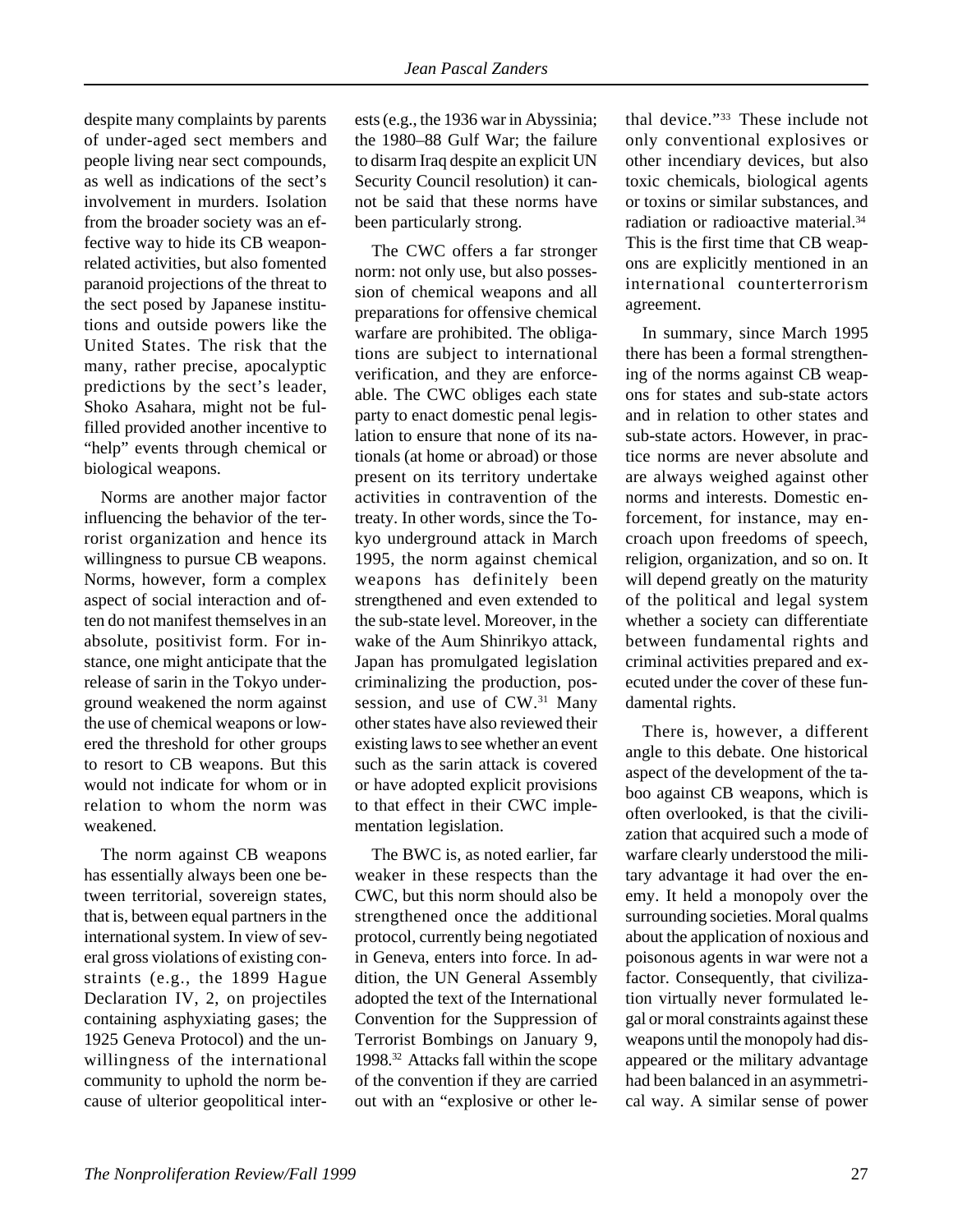despite many complaints by parents of under-aged sect members and people living near sect compounds, as well as indications of the sect's involvement in murders. Isolation from the broader society was an effective way to hide its CB weapon-related activities, but also fomented paranoid projections of the threat to the sect posed by Japanese institutions and outside powers like the United States. The risk that the many, rather precise, apocalyptic predictions by the sect's leader, Shoko Asahara, might not be fulfilled provided another incentive to "help" events through chemical or biological weapons.

Norms are another major factor influencing the behavior of the terrorist organization and hence its willingness to pursue CB weapons. Norms, however, form a complex aspect of social interaction and often do not manifest themselves in an absolute, positivist form. For instance, one might anticipate that the release of sarin in the Tokyo underground weakened the norm against the use of chemical weapons or lowered the threshold for other groups to resort to CB weapons. But this would not indicate for whom or in relation to whom the norm was weakened.

The norm against CB weapons has essentially always been one between territorial, sovereign states, that is, between equal partners in the international system. In view of several gross violations of existing constraints (e.g., the 1899 Hague Declaration IV, 2, on projectiles containing asphyxiating gases; the 1925 Geneva Protocol) and the unwillingness of the international community to uphold the norm because of ulterior geopolitical interests (e.g., the 1936 war in Abyssinia; the 1980–88 Gulf War; the failure to disarm Iraq despite an explicit UN Security Council resolution) it cannot be said that these norms have been particularly strong.

The CWC offers a far stronger norm: not only use, but also possession of chemical weapons and all preparations for offensive chemical warfare are prohibited. The obligations are subject to international verification, and they are enforceable. The CWC obliges each state party to enact domestic penal legislation to ensure that none of its nationals (at home or abroad) or those present on its territory undertake activities in contravention of the treaty. In other words, since the Tokyo underground attack in March 1995, the norm against chemical weapons has definitely been strengthened and even extended to the sub-state level. Moreover, in the wake of the Aum Shinrikyo attack, Japan has promulgated legislation criminalizing the production, possession, and use of CW.[31] Many other states have also reviewed their existing laws to see whether an event such as the sarin attack is covered or have adopted explicit provisions to that effect in their CWC implementation legislation.

The BWC is, as noted earlier, far weaker in these respects than the CWC, but this norm should also be strengthened once the additional protocol, currently being negotiated in Geneva, enters into force. In addition, the UN General Assembly adopted the text of the International Convention for the Suppression of Terrorist Bombings on January 9, 1998.[32] Attacks fall within the scope of the convention if they are carried out with an "explosive or other lethal device."[33] These include not only conventional explosives or other incendiary devices, but also toxic chemicals, biological agents or toxins or similar substances, and radiation or radioactive material.[34] This is the first time that CB weapons are explicitly mentioned in an international counterterrorism agreement.

In summary, since March 1995 there has been a formal strengthening of the norms against CB weapons for states and sub-state actors and in relation to other states and sub-state actors. However, in practice norms are never absolute and are always weighed against other norms and interests. Domestic enforcement, for instance, may encroach upon freedoms of speech, religion, organization, and so on. It will depend greatly on the maturity of the political and legal system whether a society can differentiate between fundamental rights and criminal activities prepared and executed under the cover of these fundamental rights.

There is, however, a different angle to this debate. One historical aspect of the development of the taboo against CB weapons, which is often overlooked, is that the civilization that acquired such a mode of warfare clearly understood the military advantage it had over the enemy. It held a monopoly over the surrounding societies. Moral qualms about the application of noxious and poisonous agents in war were not a factor. Consequently, that civilization virtually never formulated legal or moral constraints against these weapons until the monopoly had disappeared or the military advantage had been balanced in an asymmetrical way. A similar sense of power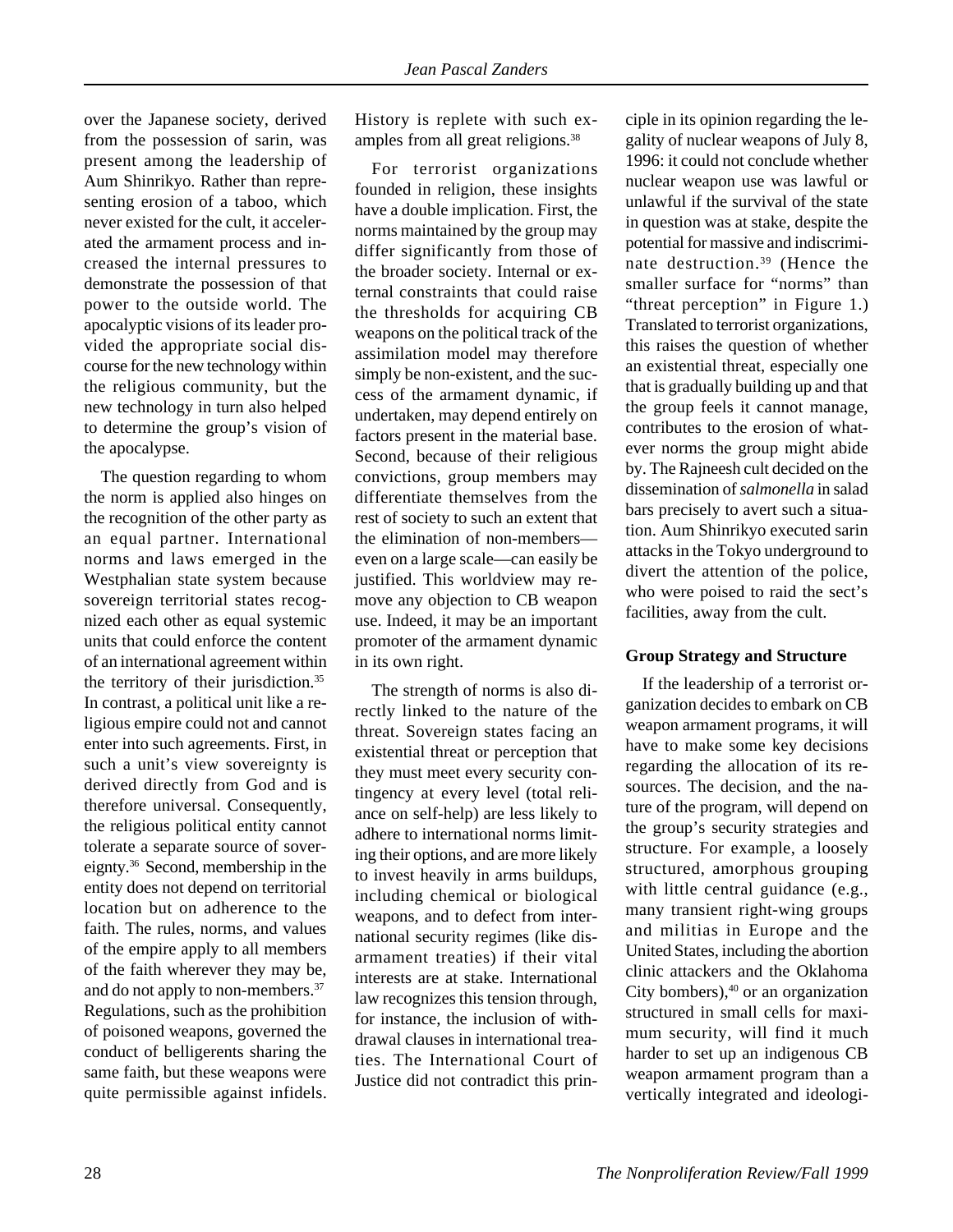over the Japanese society, derived from the possession of sarin, was present among the leadership of Aum Shinrikyo. Rather than representing erosion of a taboo, which never existed for the cult, it accelerated the armament process and increased the internal pressures to demonstrate the possession of that power to the outside world. The apocalyptic visions of its leader provided the appropriate social discourse for the new technology within the religious community, but the new technology in turn also helped to determine the group's vision of the apocalypse.

The question regarding to whom the norm is applied also hinges on the recognition of the other party as an equal partner. International norms and laws emerged in the Westphalian state system because sovereign territorial states recognized each other as equal systemic units that could enforce the content of an international agreement within the territory of their jurisdiction.[35] In contrast, a political unit like a religious empire could not and cannot enter into such agreements. First, in such a unit's view sovereignty is derived directly from God and is therefore universal. Consequently, the religious political entity cannot tolerate a separate source of sovereignty.[36] Second, membership in the entity does not depend on territorial location but on adherence to the faith. The rules, norms, and values of the empire apply to all members of the faith wherever they may be, and do not apply to non-members.[37] Regulations, such as the prohibition of poisoned weapons, governed the conduct of belligerents sharing the same faith, but these weapons were quite permissible against infidels. History is replete with such examples from all great religions.[38]

For terrorist organizations founded in religion, these insights have a double implication. First, the norms maintained by the group may differ significantly from those of the broader society. Internal or external constraints that could raise the thresholds for acquiring CB weapons on the political track of the assimilation model may therefore simply be non-existent, and the success of the armament dynamic, if undertaken, may depend entirely on factors present in the material base. Second, because of their religious convictions, group members may differentiate themselves from the rest of society to such an extent that the elimination of non-members—even on a large scale—can easily be justified. This worldview may remove any objection to CB weapon use. Indeed, it may be an important promoter of the armament dynamic in its own right.

The strength of norms is also directly linked to the nature of the threat. Sovereign states facing an existential threat or perception that they must meet every security contingency at every level (total reliance on self-help) are less likely to adhere to international norms limiting their options, and are more likely to invest heavily in arms buildups, including chemical or biological weapons, and to defect from international security regimes (like disarmament treaties) if their vital interests are at stake. International law recognizes this tension through, for instance, the inclusion of withdrawal clauses in international treaties. The International Court of Justice did not contradict this principle in its opinion regarding the legality of nuclear weapons of July 8, 1996: it could not conclude whether nuclear weapon use was lawful or unlawful if the survival of the state in question was at stake, despite the potential for massive and indiscriminate destruction.[39] (Hence the smaller surface for "norms" than "threat perception" in Figure 1.) Translated to terrorist organizations, this raises the question of whether an existential threat, especially one that is gradually building up and that the group feels it cannot manage, contributes to the erosion of whatever norms the group might abide by. The Rajneesh cult decided on the dissemination of *salmonella* in salad bars precisely to avert such a situation. Aum Shinrikyo executed sarin attacks in the Tokyo underground to divert the attention of the police, who were poised to raid the sect's facilities, away from the cult.

### Group Strategy and Structure

If the leadership of a terrorist organization decides to embark on CB weapon armament programs, it will have to make some key decisions regarding the allocation of its resources. The decision, and the nature of the program, will depend on the group's security strategies and structure. For example, a loosely structured, amorphous grouping with little central guidance (e.g., many transient right-wing groups and militias in Europe and the United States, including the abortion clinic attackers and the Oklahoma City bombers),[40] or an organization structured in small cells for maximum security, will find it much harder to set up an indigenous CB weapon armament program than a vertically integrated and ideologi-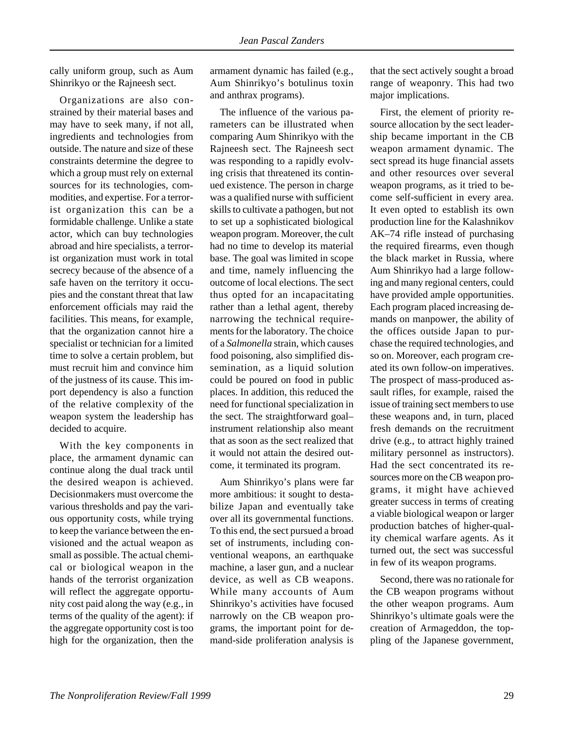cally uniform group, such as Aum Shinrikyo or the Rajneesh sect.

Organizations are also constrained by their material bases and may have to seek many, if not all, ingredients and technologies from outside. The nature and size of these constraints determine the degree to which a group must rely on external sources for its technologies, commodities, and expertise. For a terrorist organization this can be a formidable challenge. Unlike a state actor, which can buy technologies abroad and hire specialists, a terrorist organization must work in total secrecy because of the absence of a safe haven on the territory it occupies and the constant threat that law enforcement officials may raid the facilities. This means, for example, that the organization cannot hire a specialist or technician for a limited time to solve a certain problem, but must recruit him and convince him of the justness of its cause. This import dependency is also a function of the relative complexity of the weapon system the leadership has decided to acquire.

With the key components in place, the armament dynamic can continue along the dual track until the desired weapon is achieved. Decisionmakers must overcome the various thresholds and pay the various opportunity costs, while trying to keep the variance between the envisioned and the actual weapon as small as possible. The actual chemical or biological weapon in the hands of the terrorist organization will reflect the aggregate opportunity cost paid along the way (e.g., in terms of the quality of the agent): if the aggregate opportunity cost is too high for the organization, then the armament dynamic has failed (e.g., Aum Shinrikyo's botulinus toxin and anthrax programs).

The influence of the various parameters can be illustrated when comparing Aum Shinrikyo with the Rajneesh sect. The Rajneesh sect was responding to a rapidly evolving crisis that threatened its continued existence. The person in charge was a qualified nurse with sufficient skills to cultivate a pathogen, but not to set up a sophisticated biological weapon program. Moreover, the cult had no time to develop its material base. The goal was limited in scope and time, namely influencing the outcome of local elections. The sect thus opted for an incapacitating rather than a lethal agent, thereby narrowing the technical requirements for the laboratory. The choice of a *Salmonella* strain, which causes food poisoning, also simplified dissemination, as a liquid solution could be poured on food in public places. In addition, this reduced the need for functional specialization in the sect. The straightforward goal–instrument relationship also meant that as soon as the sect realized that it would not attain the desired outcome, it terminated its program.

Aum Shinrikyo's plans were far more ambitious: it sought to destabilize Japan and eventually take over all its governmental functions. To this end, the sect pursued a broad set of instruments, including conventional weapons, an earthquake machine, a laser gun, and a nuclear device, as well as CB weapons. While many accounts of Aum Shinrikyo's activities have focused narrowly on the CB weapon programs, the important point for demand-side proliferation analysis is that the sect actively sought a broad range of weaponry. This had two major implications.

First, the element of priority resource allocation by the sect leadership became important in the CB weapon armament dynamic. The sect spread its huge financial assets and other resources over several weapon programs, as it tried to become self-sufficient in every area. It even opted to establish its own production line for the Kalashnikov AK–74 rifle instead of purchasing the required firearms, even though the black market in Russia, where Aum Shinrikyo had a large following and many regional centers, could have provided ample opportunities. Each program placed increasing demands on manpower, the ability of the offices outside Japan to purchase the required technologies, and so on. Moreover, each program created its own follow-on imperatives. The prospect of mass-produced assault rifles, for example, raised the issue of training sect members to use these weapons and, in turn, placed fresh demands on the recruitment drive (e.g., to attract highly trained military personnel as instructors). Had the sect concentrated its resources more on the CB weapon programs, it might have achieved greater success in terms of creating a viable biological weapon or larger production batches of higher-quality chemical warfare agents. As it turned out, the sect was successful in few of its weapon programs.

Second, there was no rationale for the CB weapon programs without the other weapon programs. Aum Shinrikyo's ultimate goals were the creation of Armageddon, the toppling of the Japanese government,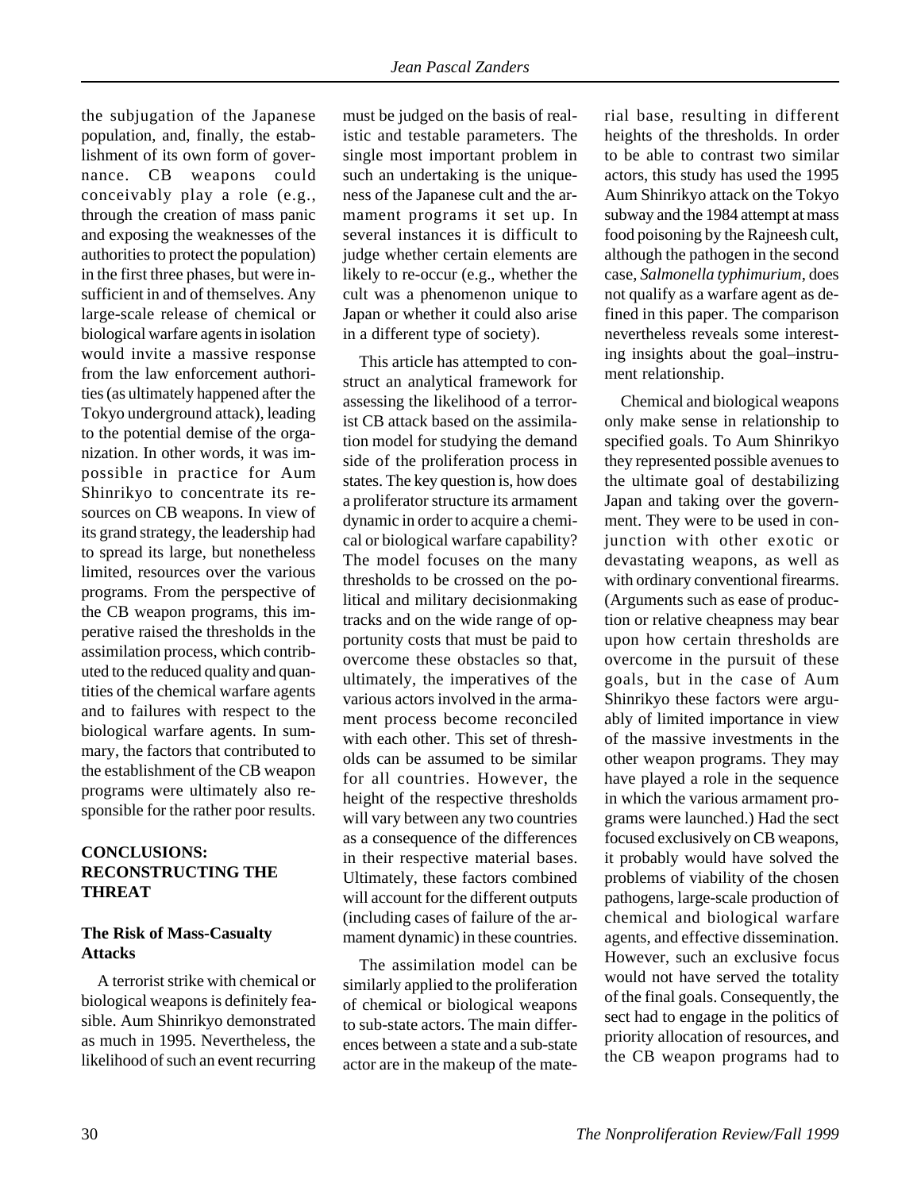the subjugation of the Japanese population, and, finally, the establishment of its own form of governance. CB weapons could conceivably play a role (e.g., through the creation of mass panic and exposing the weaknesses of the authorities to protect the population) in the first three phases, but were insufficient in and of themselves. Any large-scale release of chemical or biological warfare agents in isolation would invite a massive response from the law enforcement authorities (as ultimately happened after the Tokyo underground attack), leading to the potential demise of the organization. In other words, it was impossible in practice for Aum Shinrikyo to concentrate its resources on CB weapons. In view of its grand strategy, the leadership had to spread its large, but nonetheless limited, resources over the various programs. From the perspective of the CB weapon programs, this imperative raised the thresholds in the assimilation process, which contributed to the reduced quality and quantities of the chemical warfare agents and to failures with respect to the biological warfare agents. In summary, the factors that contributed to the establishment of the CB weapon programs were ultimately also responsible for the rather poor results.

## CONCLUSIONS: RECONSTRUCTING THE THREAT

### The Risk of Mass-Casualty Attacks

A terrorist strike with chemical or biological weapons is definitely feasible. Aum Shinrikyo demonstrated as much in 1995. Nevertheless, the likelihood of such an event recurring must be judged on the basis of realistic and testable parameters. The single most important problem in such an undertaking is the uniqueness of the Japanese cult and the armament programs it set up. In several instances it is difficult to judge whether certain elements are likely to re-occur (e.g., whether the cult was a phenomenon unique to Japan or whether it could also arise in a different type of society).

This article has attempted to construct an analytical framework for assessing the likelihood of a terrorist CB attack based on the assimilation model for studying the demand side of the proliferation process in states. The key question is, how does a proliferator structure its armament dynamic in order to acquire a chemical or biological warfare capability? The model focuses on the many thresholds to be crossed on the political and military decisionmaking tracks and on the wide range of opportunity costs that must be paid to overcome these obstacles so that, ultimately, the imperatives of the various actors involved in the armament process become reconciled with each other. This set of thresholds can be assumed to be similar for all countries. However, the height of the respective thresholds will vary between any two countries as a consequence of the differences in their respective material bases. Ultimately, these factors combined will account for the different outputs (including cases of failure of the armament dynamic) in these countries.

The assimilation model can be similarly applied to the proliferation of chemical or biological weapons to sub-state actors. The main differences between a state and a sub-state actor are in the makeup of the material base, resulting in different heights of the thresholds. In order to be able to contrast two similar actors, this study has used the 1995 Aum Shinrikyo attack on the Tokyo subway and the 1984 attempt at mass food poisoning by the Rajneesh cult, although the pathogen in the second case, *Salmonella typhimurium*, does not qualify as a warfare agent as defined in this paper. The comparison nevertheless reveals some interesting insights about the goal–instrument relationship.

Chemical and biological weapons only make sense in relationship to specified goals. To Aum Shinrikyo they represented possible avenues to the ultimate goal of destabilizing Japan and taking over the government. They were to be used in conjunction with other exotic or devastating weapons, as well as with ordinary conventional firearms. (Arguments such as ease of production or relative cheapness may bear upon how certain thresholds are overcome in the pursuit of these goals, but in the case of Aum Shinrikyo these factors were arguably of limited importance in view of the massive investments in the other weapon programs. They may have played a role in the sequence in which the various armament programs were launched.) Had the sect focused exclusively on CB weapons, it probably would have solved the problems of viability of the chosen pathogens, large-scale production of chemical and biological warfare agents, and effective dissemination. However, such an exclusive focus would not have served the totality of the final goals. Consequently, the sect had to engage in the politics of priority allocation of resources, and the CB weapon programs had to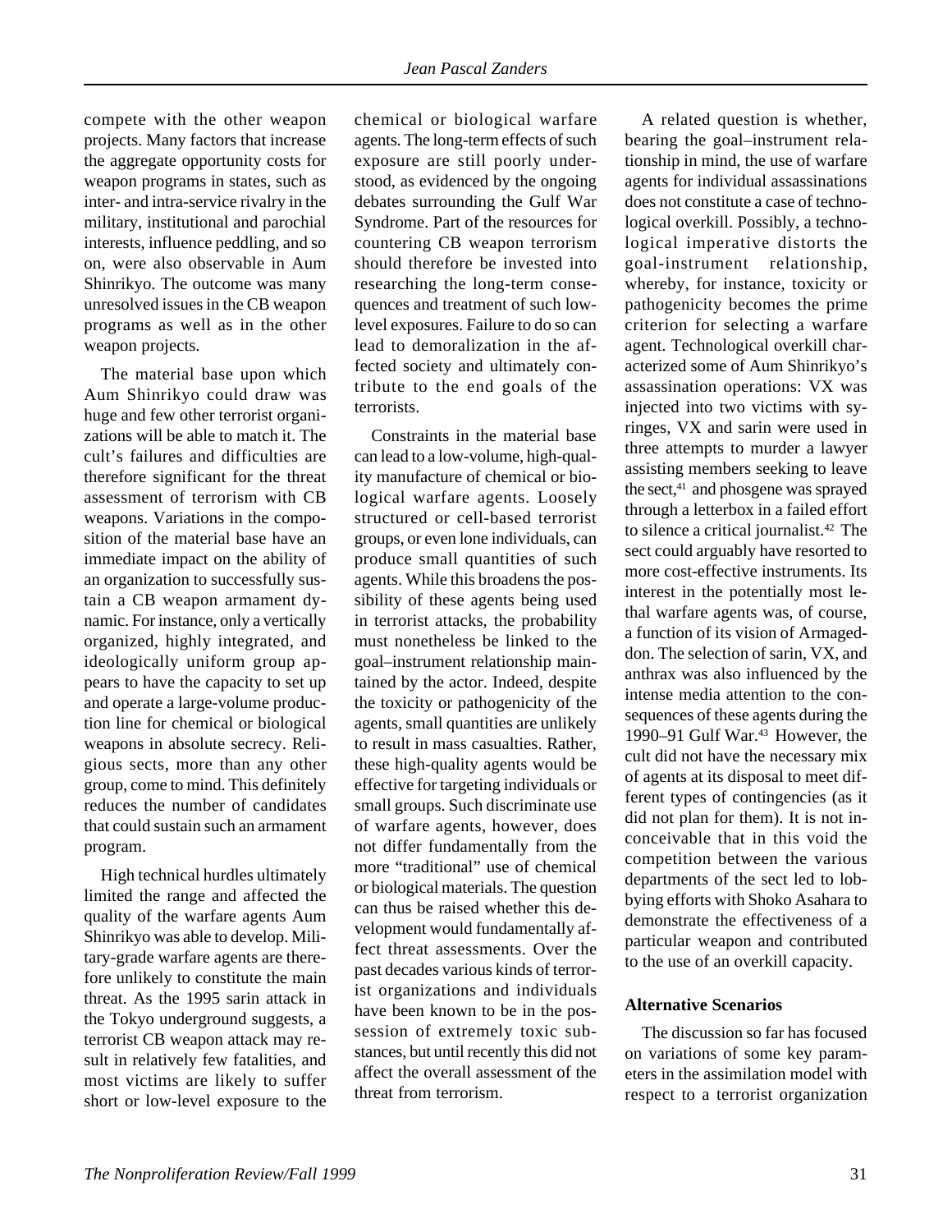compete with the other weapon projects. Many factors that increase the aggregate opportunity costs for weapon programs in states, such as inter- and intra-service rivalry in the military, institutional and parochial interests, influence peddling, and so on, were also observable in Aum Shinrikyo. The outcome was many unresolved issues in the CB weapon programs as well as in the other weapon projects.

The material base upon which Aum Shinrikyo could draw was huge and few other terrorist organizations will be able to match it. The cult's failures and difficulties are therefore significant for the threat assessment of terrorism with CB weapons. Variations in the composition of the material base have an immediate impact on the ability of an organization to successfully sustain a CB weapon armament dynamic. For instance, only a vertically organized, highly integrated, and ideologically uniform group appears to have the capacity to set up and operate a large-volume production line for chemical or biological weapons in absolute secrecy. Religious sects, more than any other group, come to mind. This definitely reduces the number of candidates that could sustain such an armament program.

High technical hurdles ultimately limited the range and affected the quality of the warfare agents Aum Shinrikyo was able to develop. Military-grade warfare agents are therefore unlikely to constitute the main threat. As the 1995 sarin attack in the Tokyo underground suggests, a terrorist CB weapon attack may result in relatively few fatalities, and most victims are likely to suffer short or low-level exposure to the chemical or biological warfare agents. The long-term effects of such exposure are still poorly understood, as evidenced by the ongoing debates surrounding the Gulf War Syndrome. Part of the resources for countering CB weapon terrorism should therefore be invested into researching the long-term consequences and treatment of such low-level exposures. Failure to do so can lead to demoralization in the affected society and ultimately contribute to the end goals of the terrorists.

Constraints in the material base can lead to a low-volume, high-quality manufacture of chemical or biological warfare agents. Loosely structured or cell-based terrorist groups, or even lone individuals, can produce small quantities of such agents. While this broadens the possibility of these agents being used in terrorist attacks, the probability must nonetheless be linked to the goal–instrument relationship maintained by the actor. Indeed, despite the toxicity or pathogenicity of the agents, small quantities are unlikely to result in mass casualties. Rather, these high-quality agents would be effective for targeting individuals or small groups. Such discriminate use of warfare agents, however, does not differ fundamentally from the more "traditional" use of chemical or biological materials. The question can thus be raised whether this development would fundamentally affect threat assessments. Over the past decades various kinds of terrorist organizations and individuals have been known to be in the possession of extremely toxic substances, but until recently this did not affect the overall assessment of the threat from terrorism.

A related question is whether, bearing the goal–instrument relationship in mind, the use of warfare agents for individual assassinations does not constitute a case of technological overkill. Possibly, a technological imperative distorts the goal-instrument relationship, whereby, for instance, toxicity or pathogenicity becomes the prime criterion for selecting a warfare agent. Technological overkill characterized some of Aum Shinrikyo's assassination operations: VX was injected into two victims with syringes, VX and sarin were used in three attempts to murder a lawyer assisting members seeking to leave the sect,[41] and phosgene was sprayed through a letterbox in a failed effort to silence a critical journalist.[42] The sect could arguably have resorted to more cost-effective instruments. Its interest in the potentially most lethal warfare agents was, of course, a function of its vision of Armageddon. The selection of sarin, VX, and anthrax was also influenced by the intense media attention to the consequences of these agents during the 1990–91 Gulf War.[43] However, the cult did not have the necessary mix of agents at its disposal to meet different types of contingencies (as it did not plan for them). It is not inconceivable that in this void the competition between the various departments of the sect led to lobbying efforts with Shoko Asahara to demonstrate the effectiveness of a particular weapon and contributed to the use of an overkill capacity.

### Alternative Scenarios

The discussion so far has focused on variations of some key parameters in the assimilation model with respect to a terrorist organization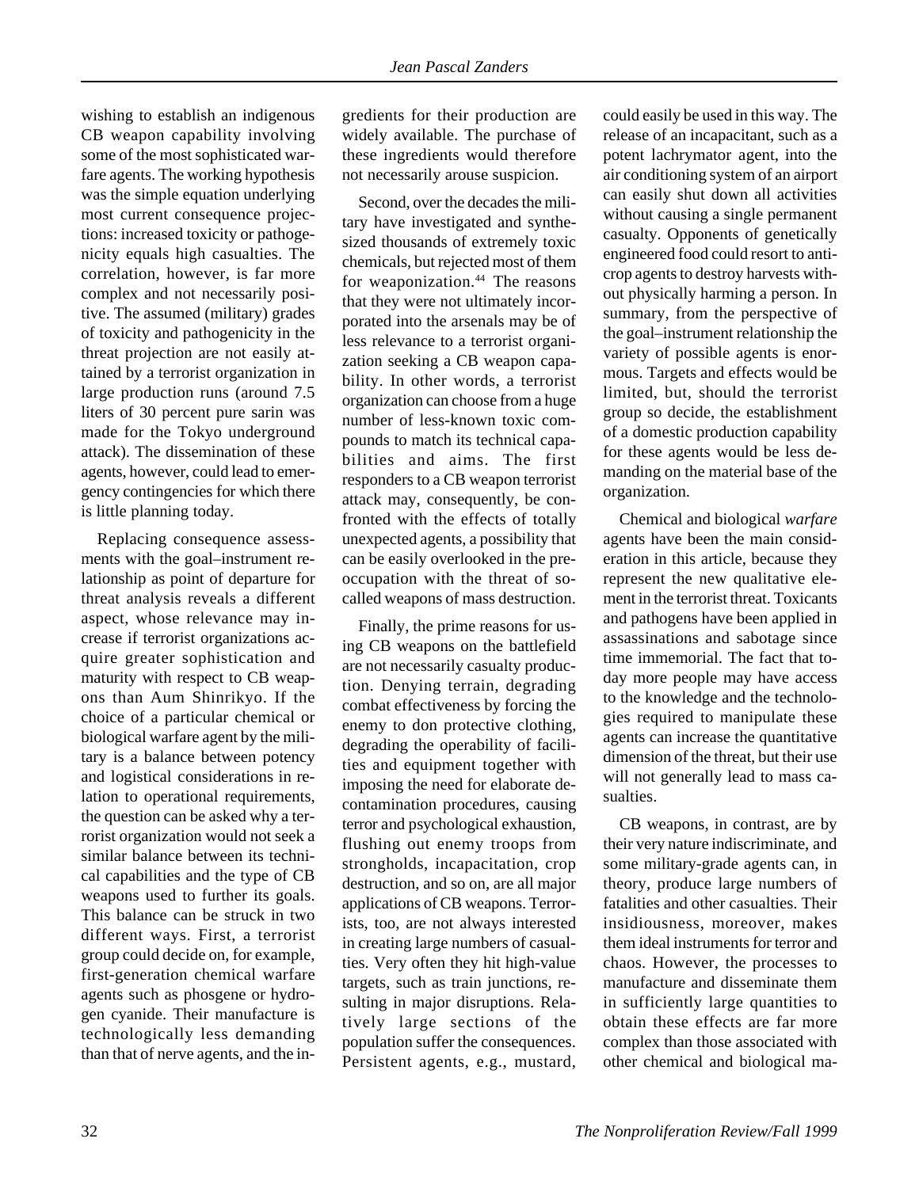wishing to establish an indigenous CB weapon capability involving some of the most sophisticated warfare agents. The working hypothesis was the simple equation underlying most current consequence projections: increased toxicity or pathogenicity equals high casualties. The correlation, however, is far more complex and not necessarily positive. The assumed (military) grades of toxicity and pathogenicity in the threat projection are not easily attained by a terrorist organization in large production runs (around 7.5 liters of 30 percent pure sarin was made for the Tokyo underground attack). The dissemination of these agents, however, could lead to emergency contingencies for which there is little planning today.

Replacing consequence assessments with the goal–instrument relationship as point of departure for threat analysis reveals a different aspect, whose relevance may increase if terrorist organizations acquire greater sophistication and maturity with respect to CB weapons than Aum Shinrikyo. If the choice of a particular chemical or biological warfare agent by the military is a balance between potency and logistical considerations in relation to operational requirements, the question can be asked why a terrorist organization would not seek a similar balance between its technical capabilities and the type of CB weapons used to further its goals. This balance can be struck in two different ways. First, a terrorist group could decide on, for example, first-generation chemical warfare agents such as phosgene or hydrogen cyanide. Their manufacture is technologically less demanding than that of nerve agents, and the ingredients for their production are widely available. The purchase of these ingredients would therefore not necessarily arouse suspicion.

Second, over the decades the military have investigated and synthesized thousands of extremely toxic chemicals, but rejected most of them for weaponization.[44] The reasons that they were not ultimately incorporated into the arsenals may be of less relevance to a terrorist organization seeking a CB weapon capability. In other words, a terrorist organization can choose from a huge number of less-known toxic compounds to match its technical capabilities and aims. The first responders to a CB weapon terrorist attack may, consequently, be confronted with the effects of totally unexpected agents, a possibility that can be easily overlooked in the preoccupation with the threat of so-called weapons of mass destruction.

Finally, the prime reasons for using CB weapons on the battlefield are not necessarily casualty production. Denying terrain, degrading combat effectiveness by forcing the enemy to don protective clothing, degrading the operability of facilities and equipment together with imposing the need for elaborate decontamination procedures, causing terror and psychological exhaustion, flushing out enemy troops from strongholds, incapacitation, crop destruction, and so on, are all major applications of CB weapons. Terrorists, too, are not always interested in creating large numbers of casualties. Very often they hit high-value targets, such as train junctions, resulting in major disruptions. Relatively large sections of the population suffer the consequences. Persistent agents, e.g., mustard, could easily be used in this way. The release of an incapacitant, such as a potent lachrymator agent, into the air conditioning system of an airport can easily shut down all activities without causing a single permanent casualty. Opponents of genetically engineered food could resort to anti-crop agents to destroy harvests without physically harming a person. In summary, from the perspective of the goal–instrument relationship the variety of possible agents is enormous. Targets and effects would be limited, but, should the terrorist group so decide, the establishment of a domestic production capability for these agents would be less demanding on the material base of the organization.

Chemical and biological *warfare* agents have been the main consideration in this article, because they represent the new qualitative element in the terrorist threat. Toxicants and pathogens have been applied in assassinations and sabotage since time immemorial. The fact that today more people may have access to the knowledge and the technologies required to manipulate these agents can increase the quantitative dimension of the threat, but their use will not generally lead to mass casualties.

CB weapons, in contrast, are by their very nature indiscriminate, and some military-grade agents can, in theory, produce large numbers of fatalities and other casualties. Their insidiousness, moreover, makes them ideal instruments for terror and chaos. However, the processes to manufacture and disseminate them in sufficiently large quantities to obtain these effects are far more complex than those associated with other chemical and biological ma-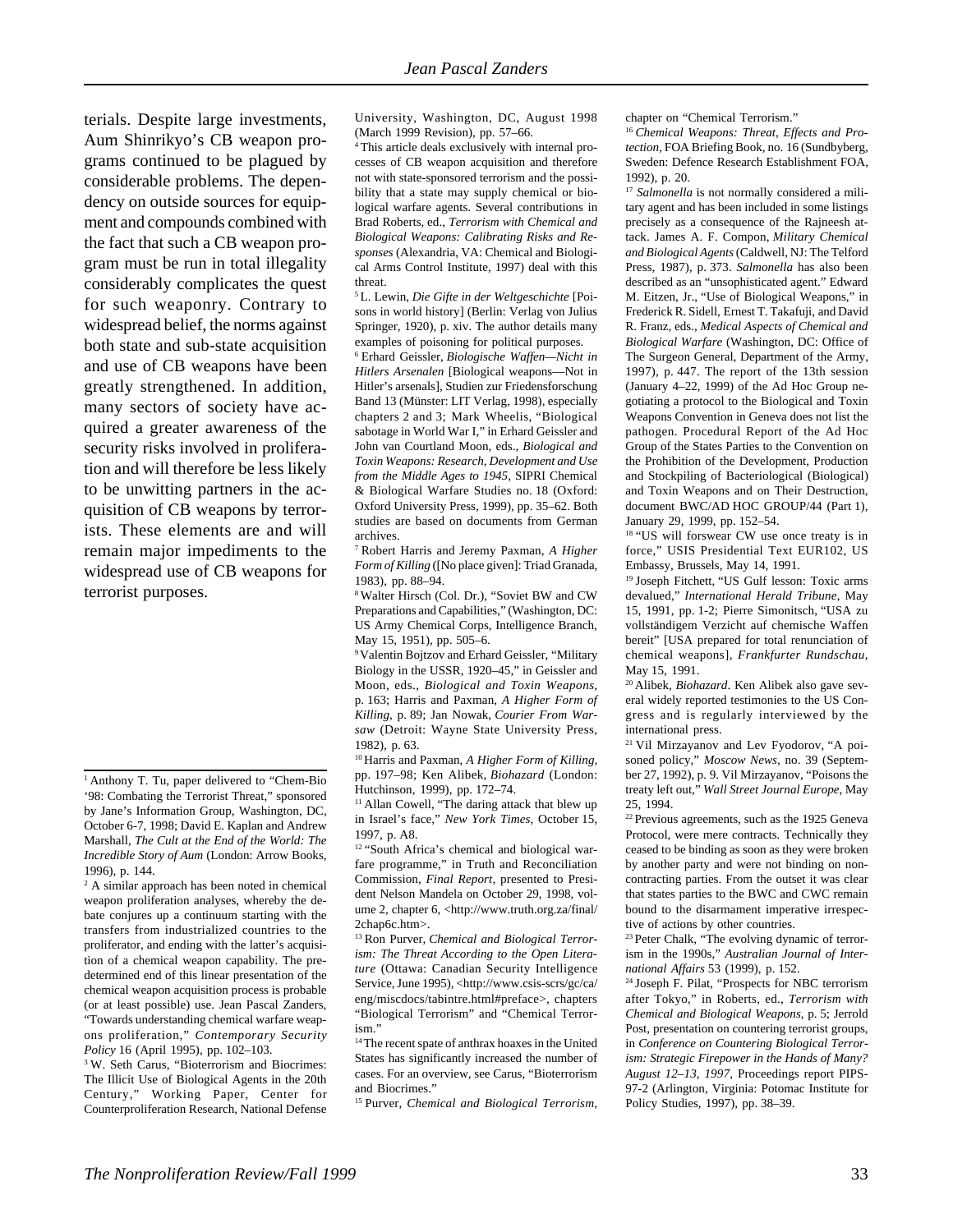terials. Despite large investments, Aum Shinrikyo's CB weapon programs continued to be plagued by considerable problems. The dependency on outside sources for equipment and compounds combined with the fact that such a CB weapon program must be run in total illegality considerably complicates the quest for such weaponry. Contrary to widespread belief, the norms against both state and sub-state acquisition and use of CB weapons have been greatly strengthened. In addition, many sectors of society have acquired a greater awareness of the security risks involved in proliferation and will therefore be less likely to be unwitting partners in the acquisition of CB weapons by terrorists. These elements are and will remain major impediments to the widespread use of CB weapons for terrorist purposes.

---

[1] Anthony T. Tu, paper delivered to "Chem-Bio '98: Combating the Terrorist Threat," sponsored by Jane's Information Group, Washington, DC, October 6-7, 1998; David E. Kaplan and Andrew Marshall, *The Cult at the End of the World: The Incredible Story of Aum* (London: Arrow Books, 1996), p. 144.

[2] A similar approach has been noted in chemical weapon proliferation analyses, whereby the debate conjures up a continuum starting with the transfers from industrialized countries to the proliferator, and ending with the latter's acquisition of a chemical weapon capability. The predetermined end of this linear presentation of the chemical weapon acquisition process is probable (or at least possible) use. Jean Pascal Zanders, "Towards understanding chemical warfare weapons proliferation," *Contemporary Security Policy* 16 (April 1995), pp. 102–103.

[3] W. Seth Carus, "Bioterrorism and Biocrimes: The Illicit Use of Biological Agents in the 20th Century," Working Paper, Center for Counterproliferation Research, National Defense University, Washington, DC, August 1998 (March 1999 Revision), pp. 57–66.

[4] This article deals exclusively with internal processes of CB weapon acquisition and therefore not with state-sponsored terrorism and the possibility that a state may supply chemical or biological warfare agents. Several contributions in Brad Roberts, ed., *Terrorism with Chemical and Biological Weapons: Calibrating Risks and Responses* (Alexandria, VA: Chemical and Biological Arms Control Institute, 1997) deal with this threat.

[5] L. Lewin, *Die Gifte in der Weltgeschichte* [Poisons in world history] (Berlin: Verlag von Julius Springer, 1920), p. xiv. The author details many examples of poisoning for political purposes.

[6] Erhard Geissler, *Biologische Waffen—Nicht in Hitlers Arsenalen* [Biological weapons—Not in Hitler's arsenals], Studien zur Friedensforschung Band 13 (Münster: LIT Verlag, 1998), especially chapters 2 and 3; Mark Wheelis, "Biological sabotage in World War I," in Erhard Geissler and John van Courtland Moon, eds., *Biological and Toxin Weapons: Research, Development and Use from the Middle Ages to 1945*, SIPRI Chemical & Biological Warfare Studies no. 18 (Oxford: Oxford University Press, 1999), pp. 35–62. Both studies are based on documents from German archives.

[7] Robert Harris and Jeremy Paxman, *A Higher Form of Killing* ([No place given]: Triad Granada, 1983), pp. 88–94.

[8] Walter Hirsch (Col. Dr.), "Soviet BW and CW Preparations and Capabilities," (Washington, DC: US Army Chemical Corps, Intelligence Branch, May 15, 1951), pp. 505–6.

[9] Valentin Bojtzov and Erhard Geissler, "Military Biology in the USSR, 1920–45," in Geissler and Moon, eds., *Biological and Toxin Weapons*, p. 163; Harris and Paxman, *A Higher Form of Killing*, p. 89; Jan Nowak, *Courier From Warsaw* (Detroit: Wayne State University Press, 1982), p. 63.

[10] Harris and Paxman, *A Higher Form of Killing,* pp. 197–98; Ken Alibek, *Biohazard* (London: Hutchinson, 1999), pp. 172–74.

[11] Allan Cowell, "The daring attack that blew up in Israel's face," *New York Times*, October 15, 1997, p. A8.

[12] "South Africa's chemical and biological warfare programme," in Truth and Reconciliation Commission, *Final Report*, presented to President Nelson Mandela on October 29, 1998, volume 2, chapter 6, <http://www.truth.org.za/final/2chap6c.htm>.

[13] Ron Purver, *Chemical and Biological Terrorism: The Threat According to the Open Literature* (Ottawa: Canadian Security Intelligence Service, June 1995), <http://www.csis-scrs/gc/ca/eng/miscdocs/tabintre.html#preface>, chapters "Biological Terrorism" and "Chemical Terrorism."

[14] The recent spate of anthrax hoaxes in the United States has significantly increased the number of cases. For an overview, see Carus, "Bioterrorism and Biocrimes."

[15] Purver, *Chemical and Biological Terrorism*, chapter on "Chemical Terrorism."

[16] *Chemical Weapons: Threat, Effects and Protection*, FOA Briefing Book, no. 16 (Sundbyberg, Sweden: Defence Research Establishment FOA, 1992), p. 20.

[17] *Salmonella* is not normally considered a military agent and has been included in some listings precisely as a consequence of the Rajneesh attack. James A. F. Compon, *Military Chemical and Biological Agents* (Caldwell, NJ: The Telford Press, 1987), p. 373. *Salmonella* has also been described as an "unsophisticated agent." Edward M. Eitzen, Jr., "Use of Biological Weapons," in Frederick R. Sidell, Ernest T. Takafuji, and David R. Franz, eds., *Medical Aspects of Chemical and Biological Warfare* (Washington, DC: Office of The Surgeon General, Department of the Army, 1997), p. 447. The report of the 13th session (January 4–22, 1999) of the Ad Hoc Group negotiating a protocol to the Biological and Toxin Weapons Convention in Geneva does not list the pathogen. Procedural Report of the Ad Hoc Group of the States Parties to the Convention on the Prohibition of the Development, Production and Stockpiling of Bacteriological (Biological) and Toxin Weapons and on Their Destruction, document BWC/AD HOC GROUP/44 (Part 1), January 29, 1999, pp. 152–54.

[18] "US will forswear CW use once treaty is in force," USIS Presidential Text EUR102, US Embassy, Brussels, May 14, 1991.

[19] Joseph Fitchett, "US Gulf lesson: Toxic arms devalued," *International Herald Tribune*, May 15, 1991, pp. 1-2; Pierre Simonitsch, "USA zu vollständigem Verzicht auf chemische Waffen bereit" [USA prepared for total renunciation of chemical weapons], *Frankfurter Rundschau*, May 15, 1991.

[20] Alibek, *Biohazard*. Ken Alibek also gave several widely reported testimonies to the US Congress and is regularly interviewed by the international press.

[21] Vil Mirzayanov and Lev Fyodorov, "A poisoned policy," *Moscow News*, no. 39 (September 27, 1992), p. 9. Vil Mirzayanov, "Poisons the treaty left out," *Wall Street Journal Europe*, May 25, 1994.

[22] Previous agreements, such as the 1925 Geneva Protocol, were mere contracts. Technically they ceased to be binding as soon as they were broken by another party and were not binding on non-contracting parties. From the outset it was clear that states parties to the BWC and CWC remain bound to the disarmament imperative irrespective of actions by other countries.

[23] Peter Chalk, "The evolving dynamic of terrorism in the 1990s," *Australian Journal of International Affairs* 53 (1999), p. 152.

[24] Joseph F. Pilat, "Prospects for NBC terrorism after Tokyo," in Roberts, ed., *Terrorism with Chemical and Biological Weapons*, p. 5; Jerrold Post, presentation on countering terrorist groups, in *Conference on Countering Biological Terrorism: Strategic Firepower in the Hands of Many? August 12–13, 1997*, Proceedings report PIPS-97-2 (Arlington, Virginia: Potomac Institute for Policy Studies, 1997), pp. 38–39.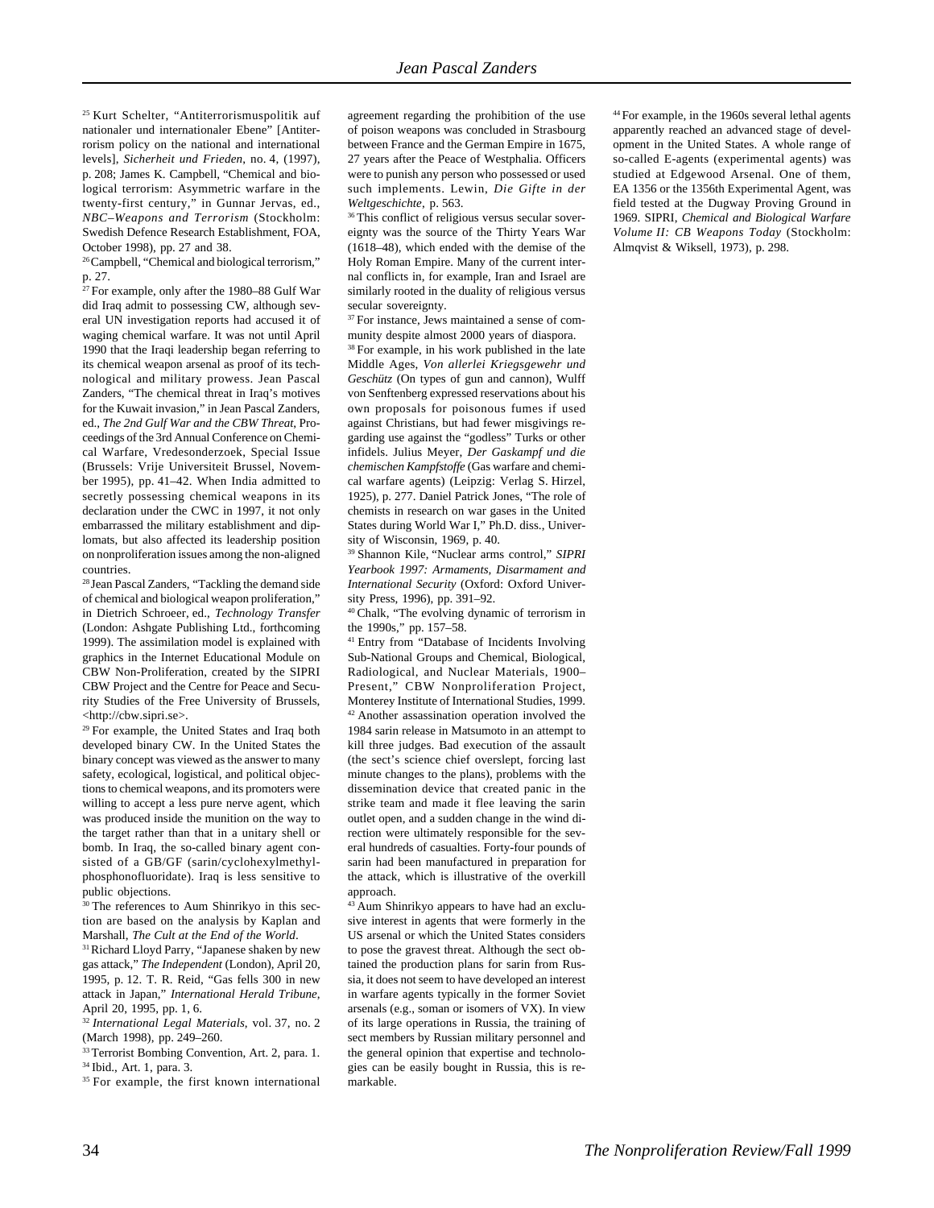[25] Kurt Schelter, "Antiterrorismuspolitik auf nationaler und internationaler Ebene" [Antiterrorism policy on the national and international levels], *Sicherheit und Frieden*, no. 4, (1997), p. 208; James K. Campbell, "Chemical and biological terrorism: Asymmetric warfare in the twenty-first century," in Gunnar Jervas, ed., *NBC–Weapons and Terrorism* (Stockholm: Swedish Defence Research Establishment, FOA, October 1998), pp. 27 and 38.

[26] Campbell, "Chemical and biological terrorism," p. 27.

[27] For example, only after the 1980–88 Gulf War did Iraq admit to possessing CW, although several UN investigation reports had accused it of waging chemical warfare. It was not until April 1990 that the Iraqi leadership began referring to its chemical weapon arsenal as proof of its technological and military prowess. Jean Pascal Zanders, "The chemical threat in Iraq's motives for the Kuwait invasion," in Jean Pascal Zanders, ed., *The 2nd Gulf War and the CBW Threat*, Proceedings of the 3rd Annual Conference on Chemical Warfare, Vredesonderzoek, Special Issue (Brussels: Vrije Universiteit Brussel, November 1995), pp. 41–42. When India admitted to secretly possessing chemical weapons in its declaration under the CWC in 1997, it not only embarrassed the military establishment and diplomats, but also affected its leadership position on nonproliferation issues among the non-aligned countries.

[28] Jean Pascal Zanders, "Tackling the demand side of chemical and biological weapon proliferation," in Dietrich Schroeer, ed., *Technology Transfer* (London: Ashgate Publishing Ltd., forthcoming 1999). The assimilation model is explained with graphics in the Internet Educational Module on CBW Non-Proliferation, created by the SIPRI CBW Project and the Centre for Peace and Security Studies of the Free University of Brussels, <http://cbw.sipri.se>.

[29] For example, the United States and Iraq both developed binary CW. In the United States the binary concept was viewed as the answer to many safety, ecological, logistical, and political objections to chemical weapons, and its promoters were willing to accept a less pure nerve agent, which was produced inside the munition on the way to the target rather than that in a unitary shell or bomb. In Iraq, the so-called binary agent consisted of a GB/GF (sarin/cyclohexylmethylphosphonofluoridate). Iraq is less sensitive to public objections.

[30] The references to Aum Shinrikyo in this section are based on the analysis by Kaplan and Marshall, *The Cult at the End of the World*.

[31] Richard Lloyd Parry, "Japanese shaken by new gas attack," *The Independent* (London), April 20, 1995, p. 12. T. R. Reid, "Gas fells 300 in new attack in Japan," *International Herald Tribune*, April 20, 1995, pp. 1, 6.

[32] *International Legal Materials*, vol. 37, no. 2 (March 1998), pp. 249–260.

[33] Terrorist Bombing Convention, Art. 2, para. 1.

[34] Ibid., Art. 1, para. 3.

[35] For example, the first known international agreement regarding the prohibition of the use of poison weapons was concluded in Strasbourg between France and the German Empire in 1675, 27 years after the Peace of Westphalia. Officers were to punish any person who possessed or used such implements. Lewin, *Die Gifte in der Weltgeschichte*, p. 563.

[36] This conflict of religious versus secular sovereignty was the source of the Thirty Years War (1618–48), which ended with the demise of the Holy Roman Empire. Many of the current internal conflicts in, for example, Iran and Israel are similarly rooted in the duality of religious versus secular sovereignty.

[37] For instance, Jews maintained a sense of community despite almost 2000 years of diaspora.

[38] For example, in his work published in the late Middle Ages, *Von allerlei Kriegsgewehr und Geschütz* (On types of gun and cannon), Wulff von Senftenberg expressed reservations about his own proposals for poisonous fumes if used against Christians, but had fewer misgivings regarding use against the "godless" Turks or other infidels. Julius Meyer, *Der Gaskampf und die chemischen Kampfstoffe* (Gas warfare and chemical warfare agents) (Leipzig: Verlag S. Hirzel, 1925), p. 277. Daniel Patrick Jones, "The role of chemists in research on war gases in the United States during World War I," Ph.D. diss., University of Wisconsin, 1969, p. 40.

[39] Shannon Kile, "Nuclear arms control," *SIPRI Yearbook 1997: Armaments, Disarmament and International Security* (Oxford: Oxford University Press, 1996), pp. 391–92.

[40] Chalk, "The evolving dynamic of terrorism in the 1990s," pp. 157–58.

[41] Entry from "Database of Incidents Involving Sub-National Groups and Chemical, Biological, Radiological, and Nuclear Materials, 1900–Present," CBW Nonproliferation Project, Monterey Institute of International Studies, 1999.

[42] Another assassination operation involved the 1984 sarin release in Matsumoto in an attempt to kill three judges. Bad execution of the assault (the sect's science chief overslept, forcing last minute changes to the plans), problems with the dissemination device that created panic in the strike team and made it flee leaving the sarin outlet open, and a sudden change in the wind direction were ultimately responsible for the several hundreds of casualties. Forty-four pounds of sarin had been manufactured in preparation for the attack, which is illustrative of the overkill approach.

[43] Aum Shinrikyo appears to have had an exclusive interest in agents that were formerly in the US arsenal or which the United States considers to pose the gravest threat. Although the sect obtained the production plans for sarin from Russia, it does not seem to have developed an interest in warfare agents typically in the former Soviet arsenals (e.g., soman or isomers of VX). In view of its large operations in Russia, the training of sect members by Russian military personnel and the general opinion that expertise and technologies can be easily bought in Russia, this is remarkable.

[44] For example, in the 1960s several lethal agents apparently reached an advanced stage of development in the United States. A whole range of so-called E-agents (experimental agents) was studied at Edgewood Arsenal. One of them, EA 1356 or the 1356th Experimental Agent, was field tested at the Dugway Proving Ground in 1969. SIPRI, *Chemical and Biological Warfare Volume II: CB Weapons Today* (Stockholm: Almqvist & Wiksell, 1973), p. 298.